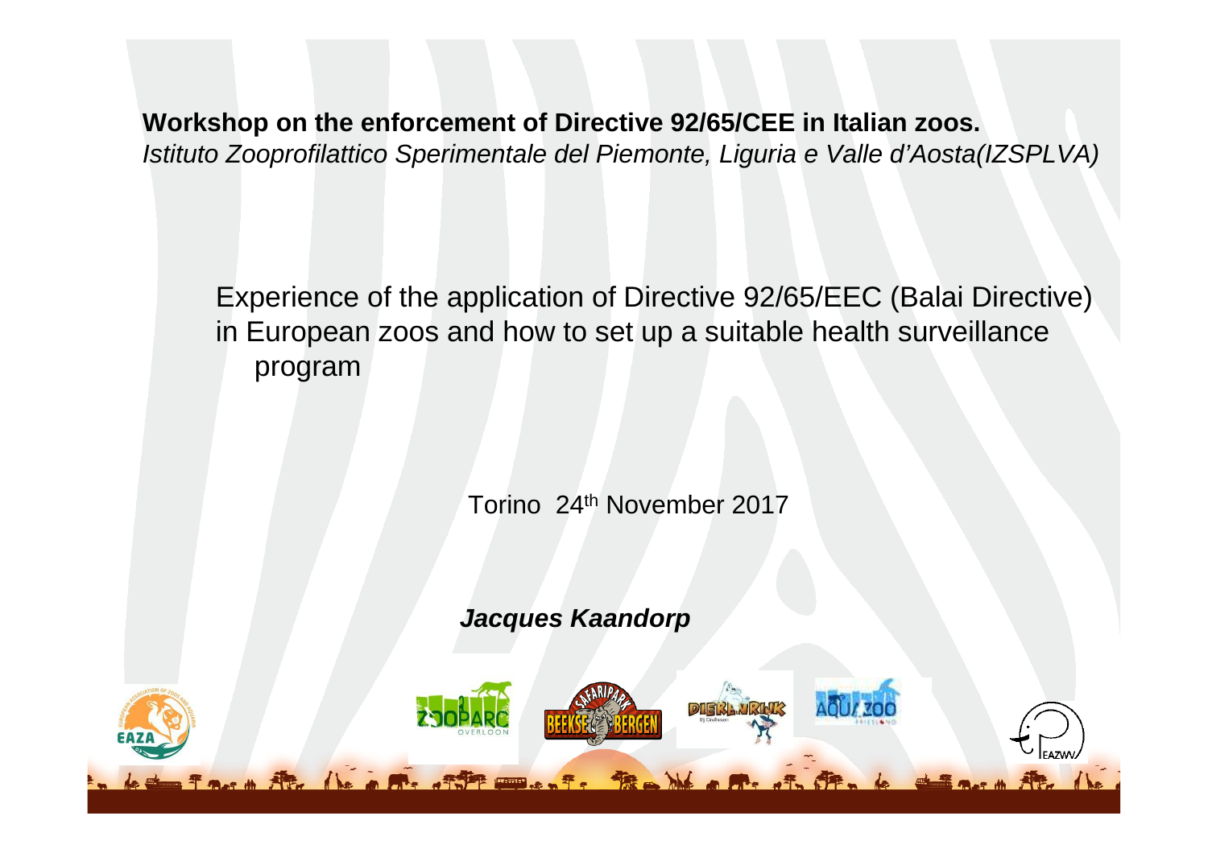**Workshop on the enforcement of Directive 92/65/CEE in Italian zoos.**
*Istituto Zooprofilattico Sperimentale del Piemonte, Liguria e Valle d'Aosta(IZSPLVA)*

# Experience of the application of Directive 92/65/EEC (Balai Directive) in European zoos and how to set up a suitable health surveillance program

Torino 24th November 2017

***Jacques Kaandorp***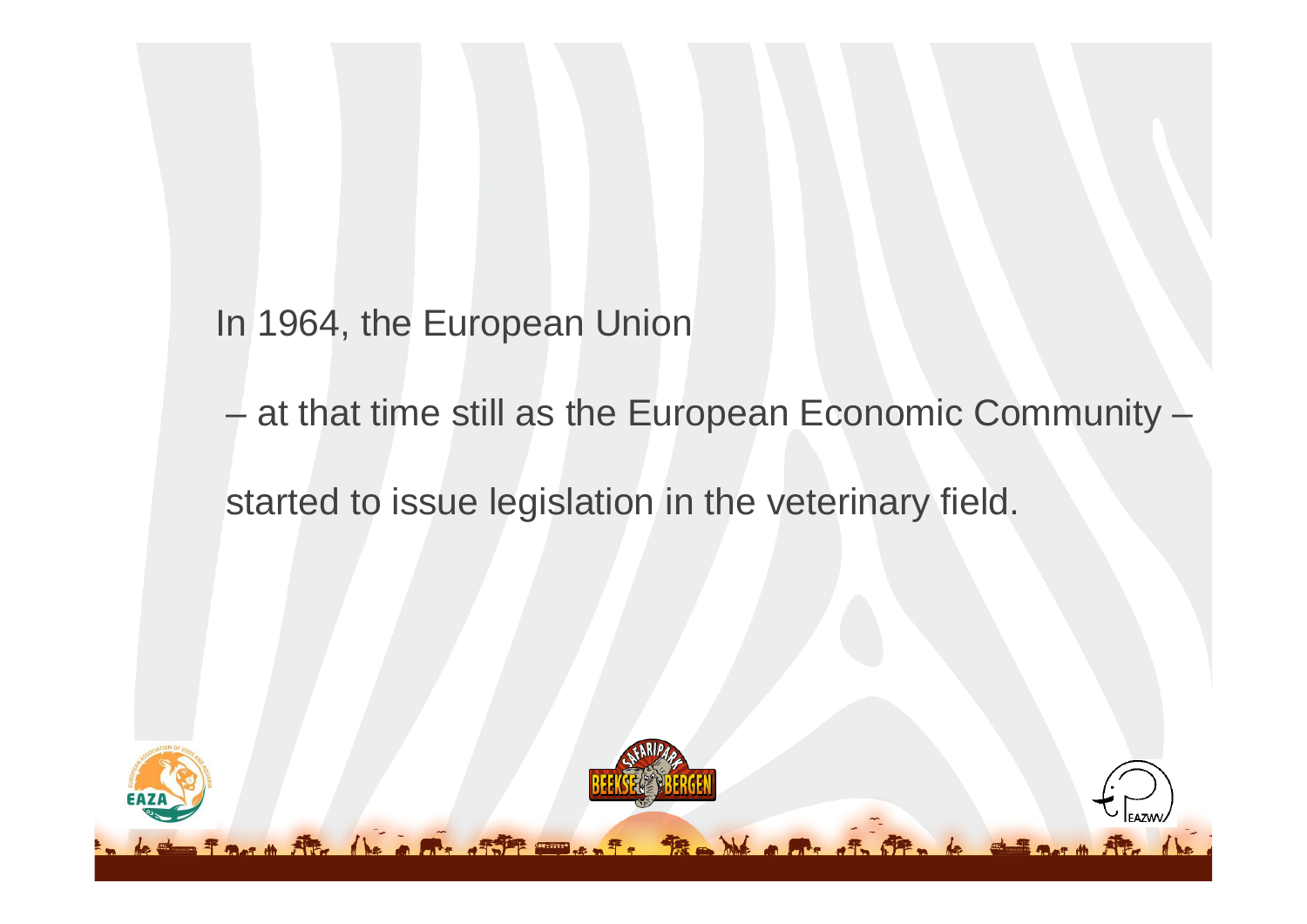In 1964, the European Union

– at that time still as the European Economic Community –

started to issue legislation in the veterinary field.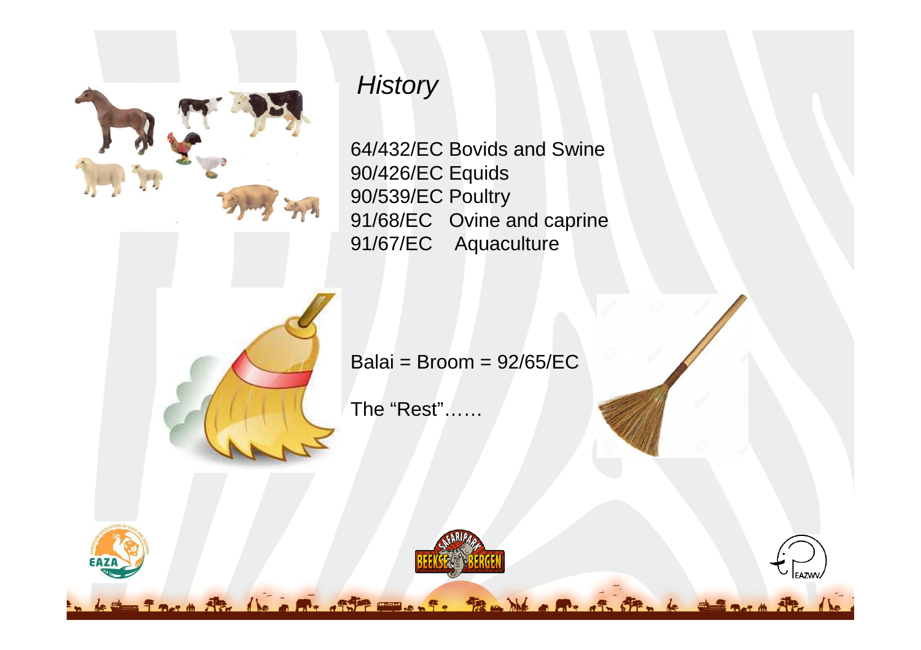## *History*

64/432/EC Bovids and Swine
90/426/EC Equids
90/539/EC Poultry
91/68/EC Ovine and caprine
91/67/EC Aquaculture

Balai = Broom = 92/65/EC

The “Rest”……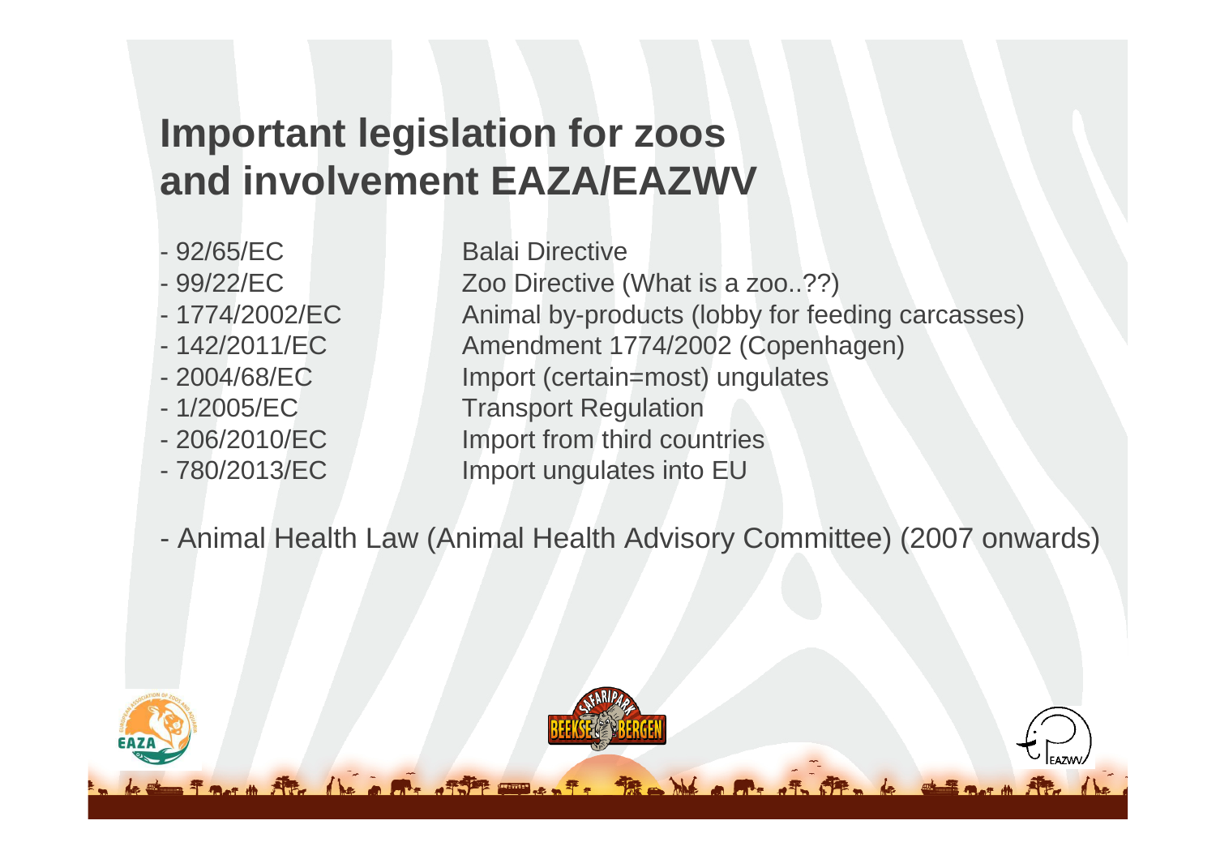# Important legislation for zoos and involvement EAZA/EAZWV

- 92/65/EC Balai Directive
- 99/22/EC Zoo Directive (What is a zoo..??)
- 1774/2002/EC Animal by-products (lobby for feeding carcasses)
- 142/2011/EC Amendment 1774/2002 (Copenhagen)
- 2004/68/EC Import (certain=most) ungulates
- 1/2005/EC Transport Regulation
- 206/2010/EC Import from third countries
- 780/2013/EC Import ungulates into EU

- Animal Health Law (Animal Health Advisory Committee) (2007 onwards)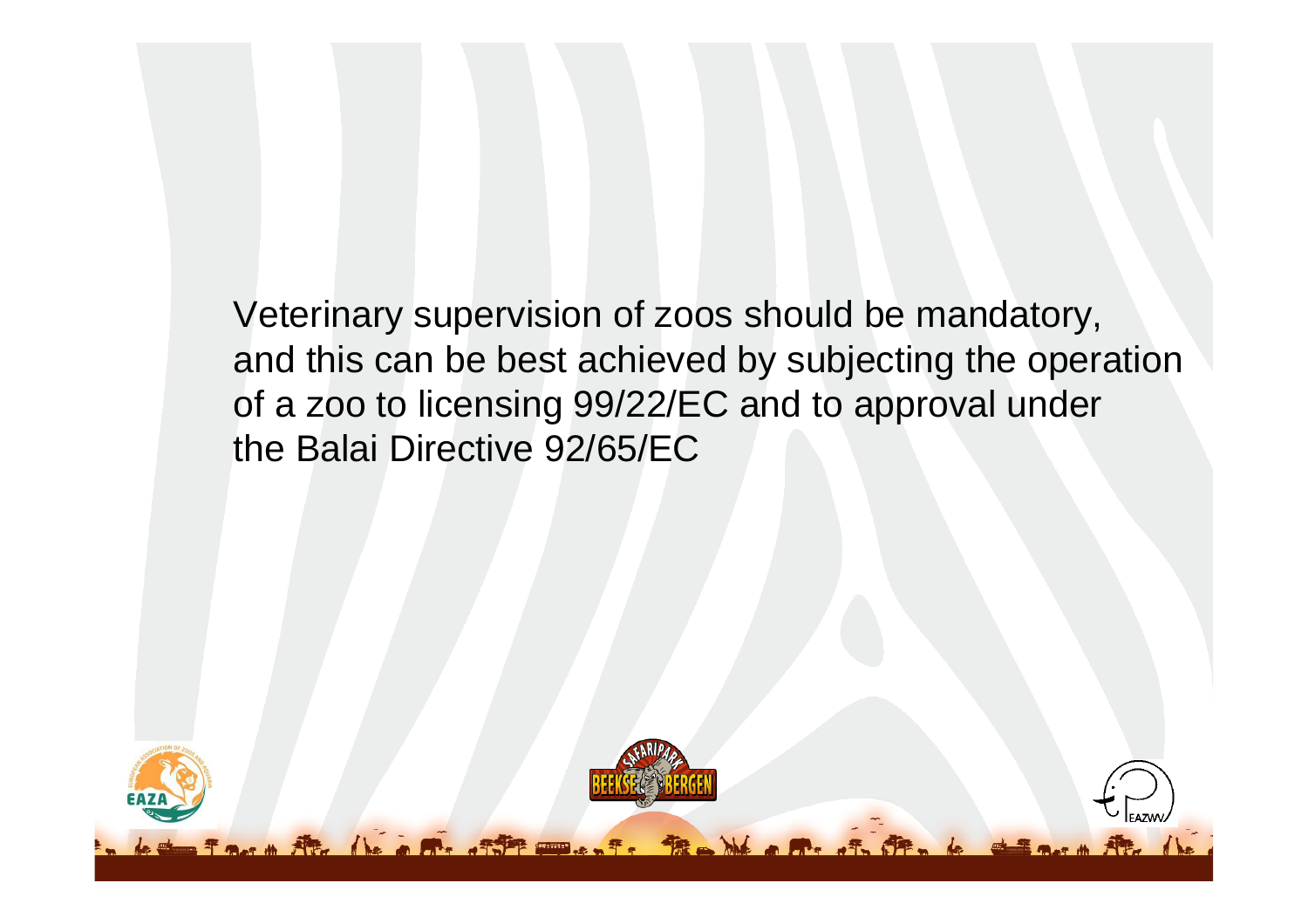Veterinary supervision of zoos should be mandatory, and this can be best achieved by subjecting the operation of a zoo to licensing 99/22/EC and to approval under the Balai Directive 92/65/EC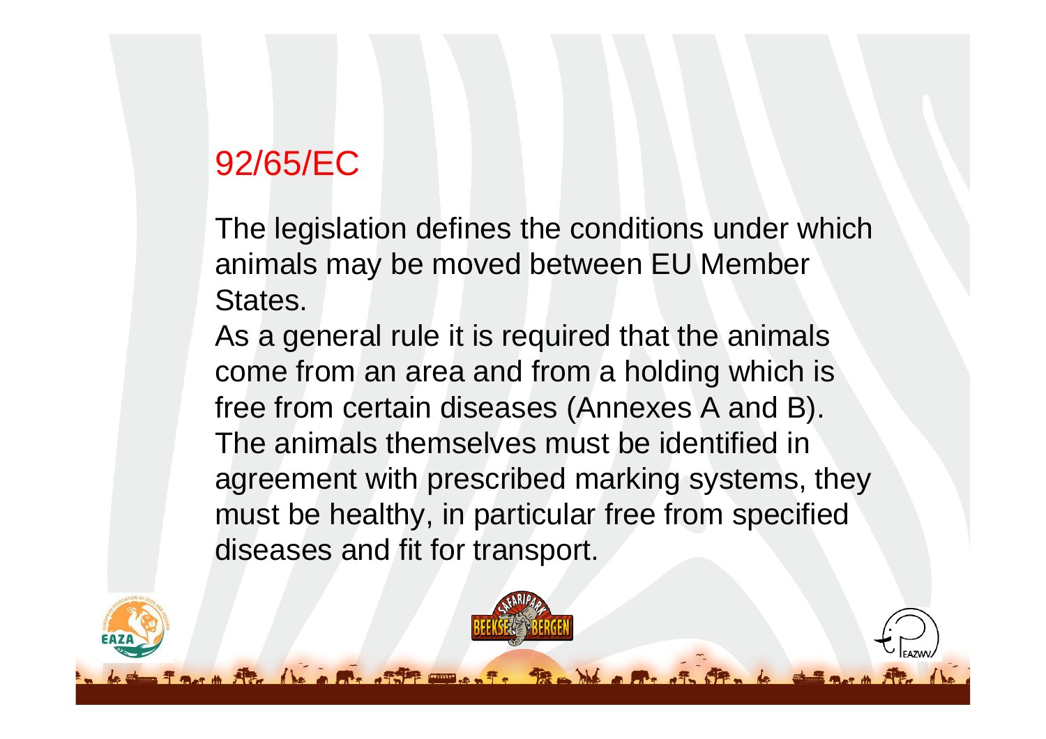# 92/65/EC

The legislation defines the conditions under which animals may be moved between EU Member States.

As a general rule it is required that the animals come from an area and from a holding which is free from certain diseases (Annexes A and B). The animals themselves must be identified in agreement with prescribed marking systems, they must be healthy, in particular free from specified diseases and fit for transport.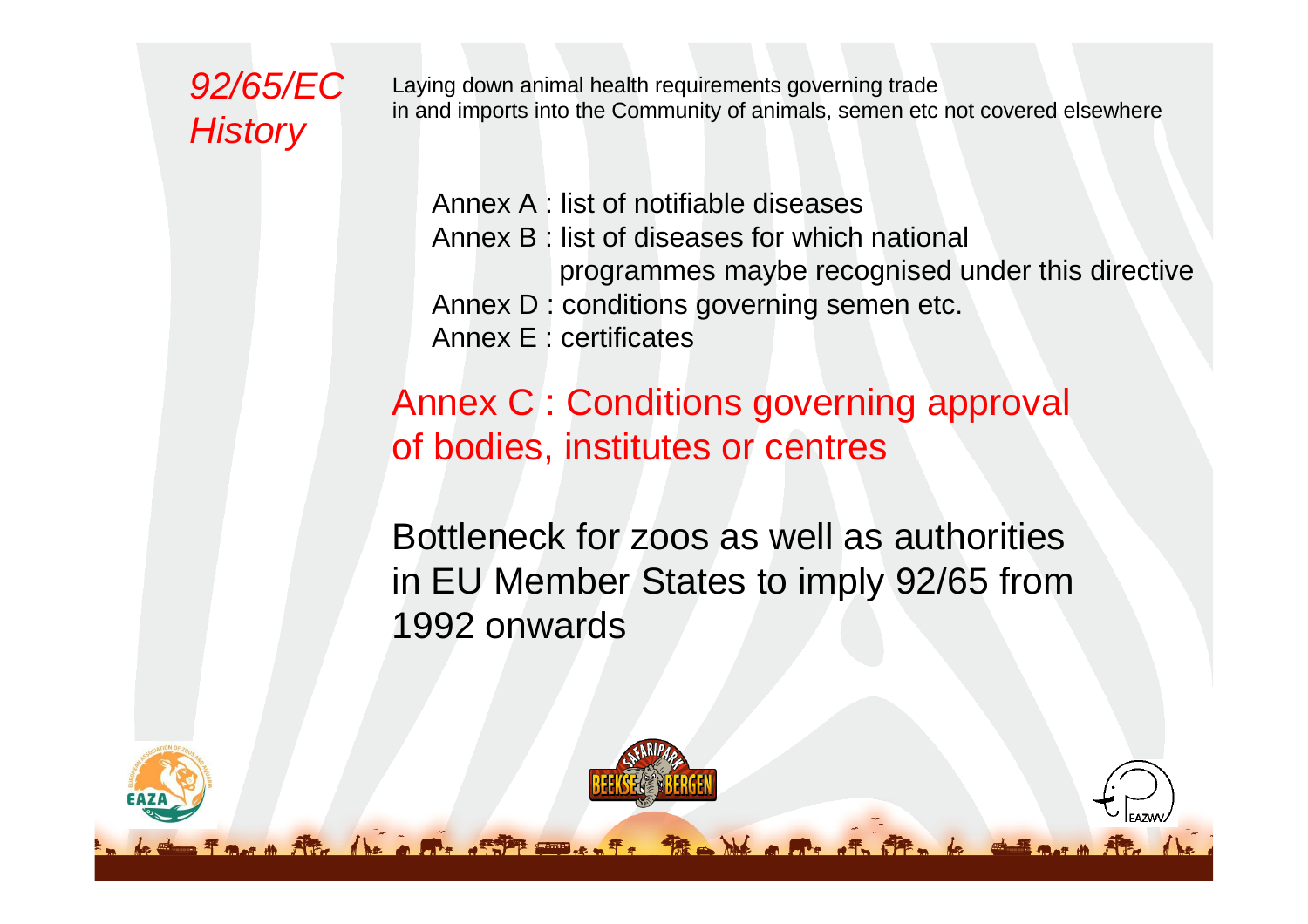# *92/65/EC History*

Laying down animal health requirements governing trade in and imports into the Community of animals, semen etc not covered elsewhere

Annex A : list of notifiable diseases
Annex B : list of diseases for which national programmes maybe recognised under this directive
Annex D : conditions governing semen etc.
Annex E : certificates

Annex C : Conditions governing approval of bodies, institutes or centres

Bottleneck for zoos as well as authorities in EU Member States to imply 92/65 from 1992 onwards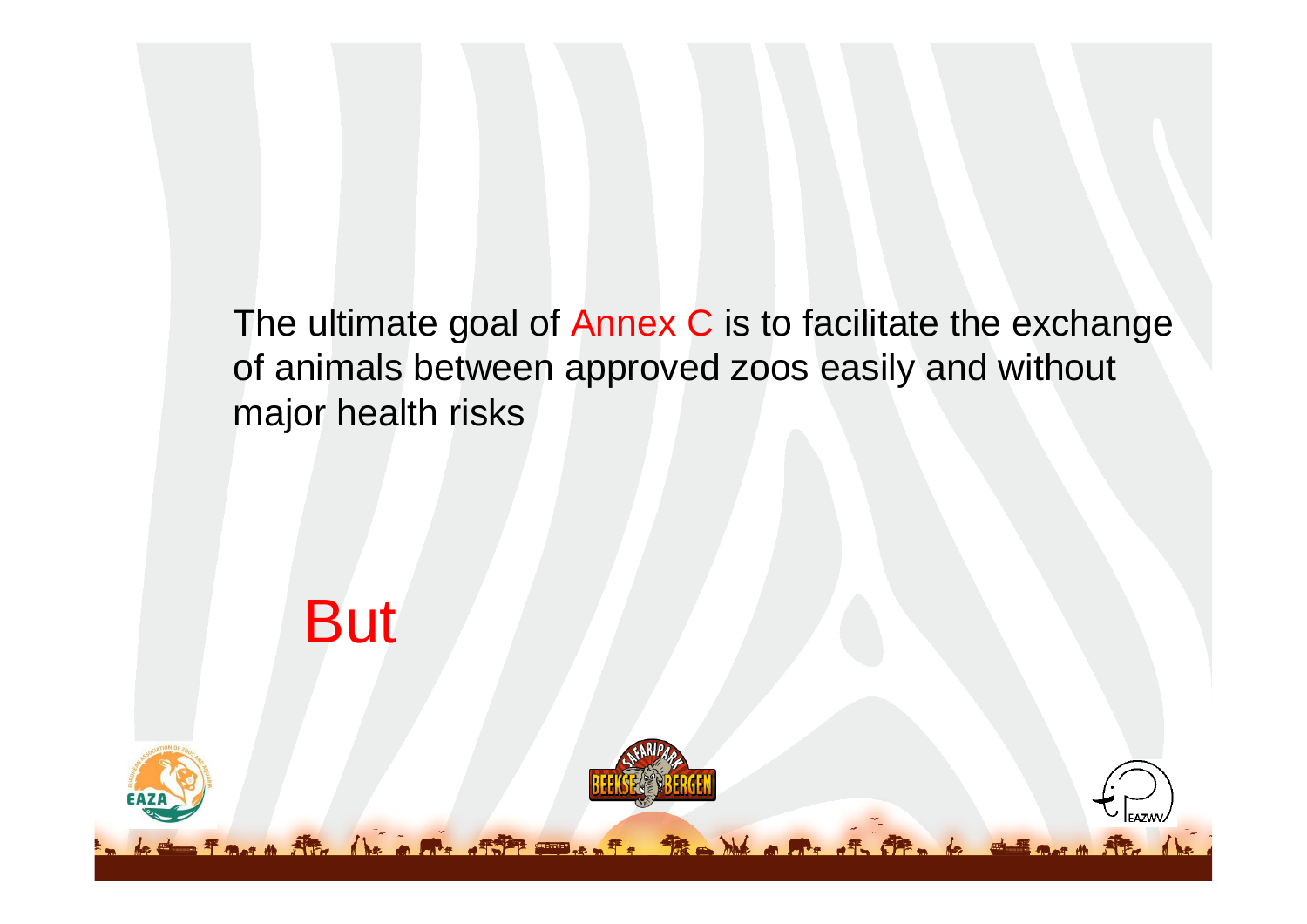The ultimate goal of Annex C is to facilitate the exchange of animals between approved zoos easily and without major health risks

But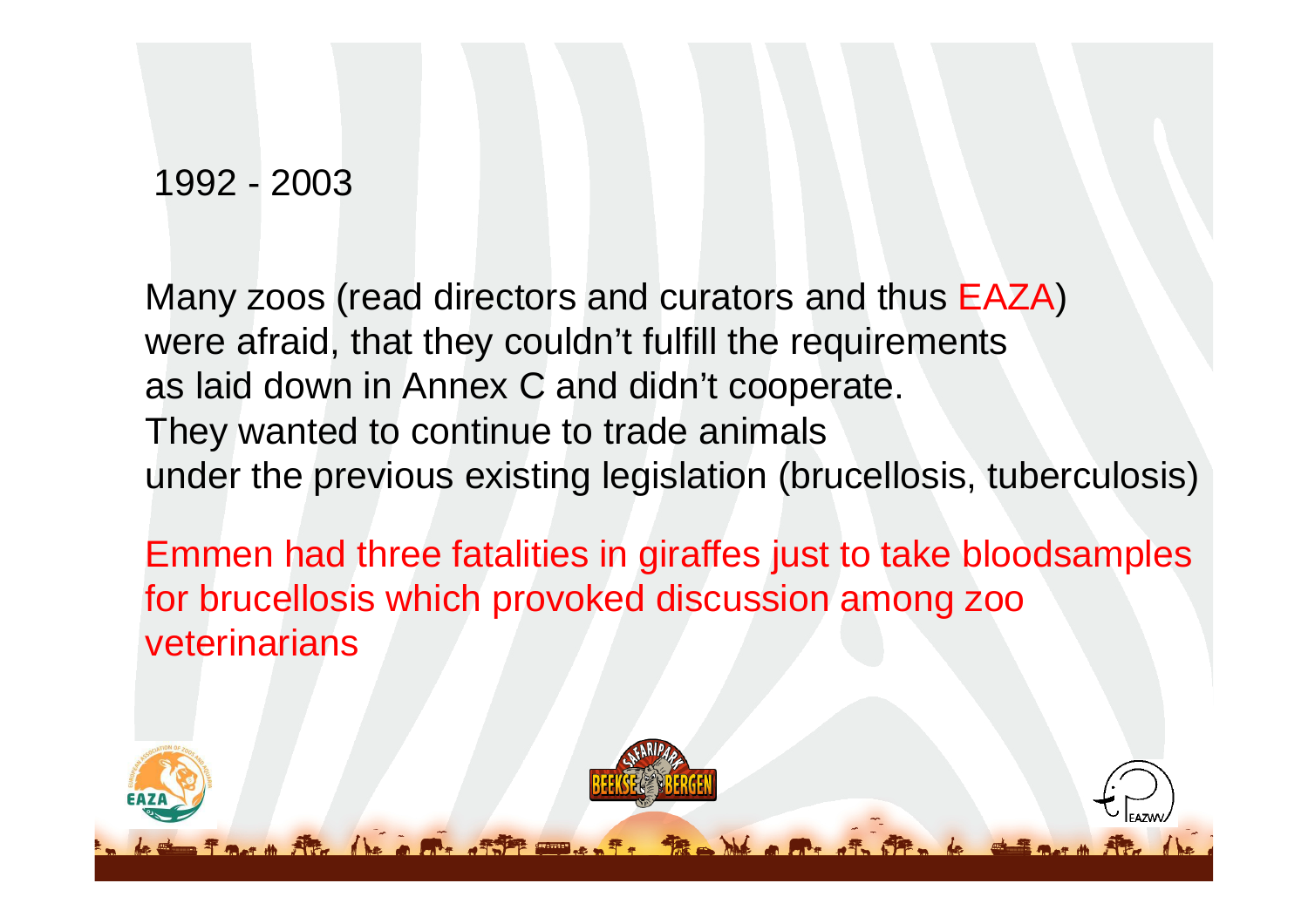1992 - 2003

Many zoos (read directors and curators and thus EAZA) were afraid, that they couldn't fulfill the requirements as laid down in Annex C and didn't cooperate. They wanted to continue to trade animals under the previous existing legislation (brucellosis, tuberculosis)

Emmen had three fatalities in giraffes just to take bloodsamples for brucellosis which provoked discussion among zoo veterinarians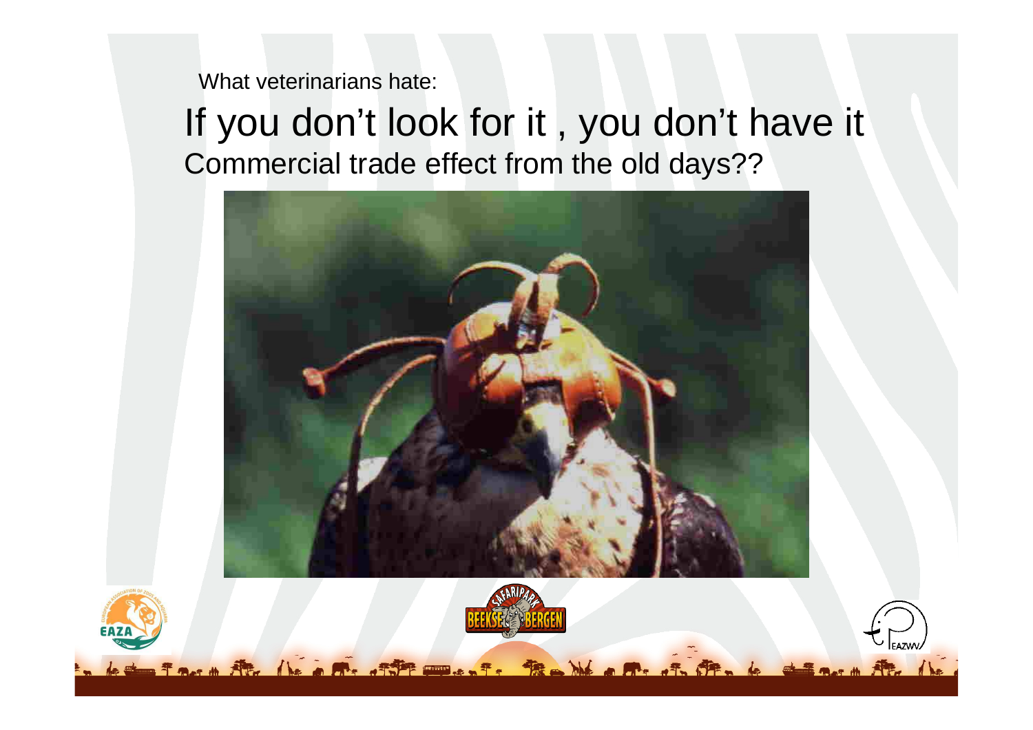What veterinarians hate:

# If you don't look for it , you don't have it

## Commercial trade effect from the old days??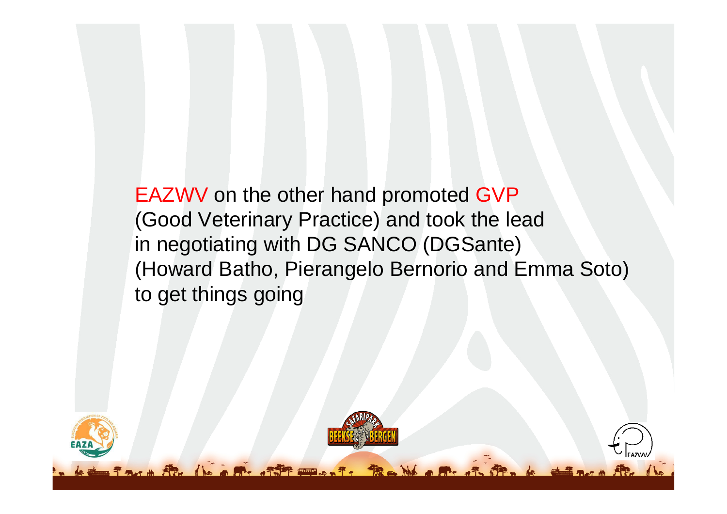EAZWV on the other hand promoted GVP (Good Veterinary Practice) and took the lead in negotiating with DG SANCO (DGSante) (Howard Batho, Pierangelo Bernorio and Emma Soto) to get things going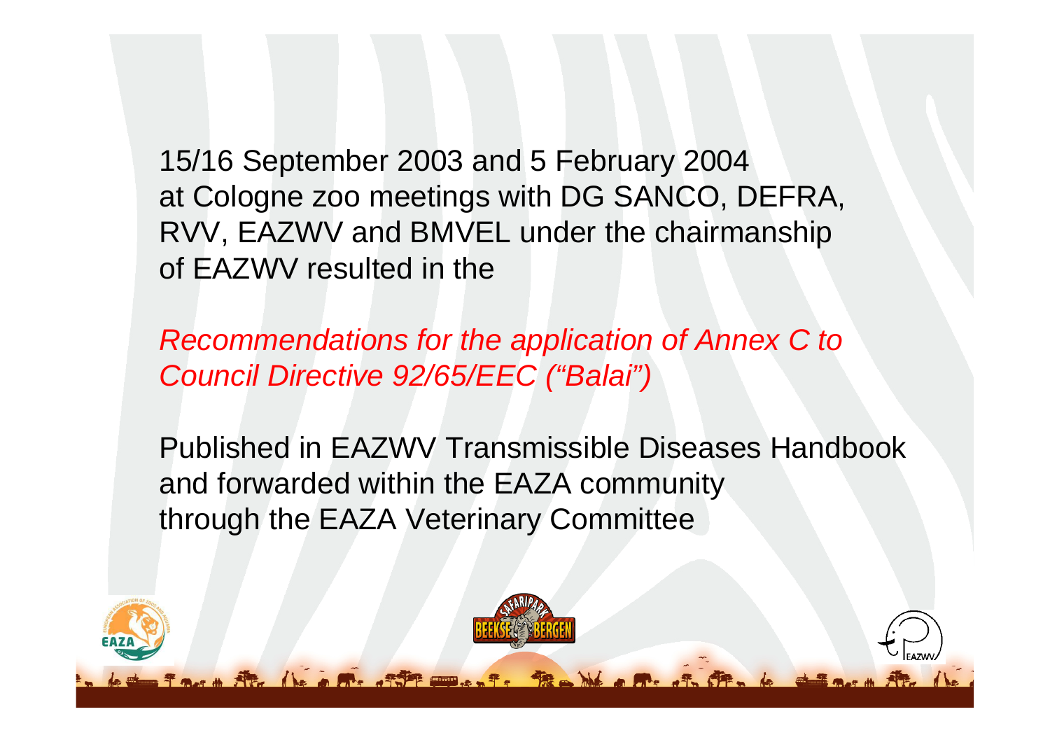15/16 September 2003 and 5 February 2004
at Cologne zoo meetings with DG SANCO, DEFRA, RVV, EAZWV and BMVEL under the chairmanship of EAZWV resulted in the

*Recommendations for the application of Annex C to Council Directive 92/65/EEC ("Balai")*

Published in EAZWV Transmissible Diseases Handbook and forwarded within the EAZA community through the EAZA Veterinary Committee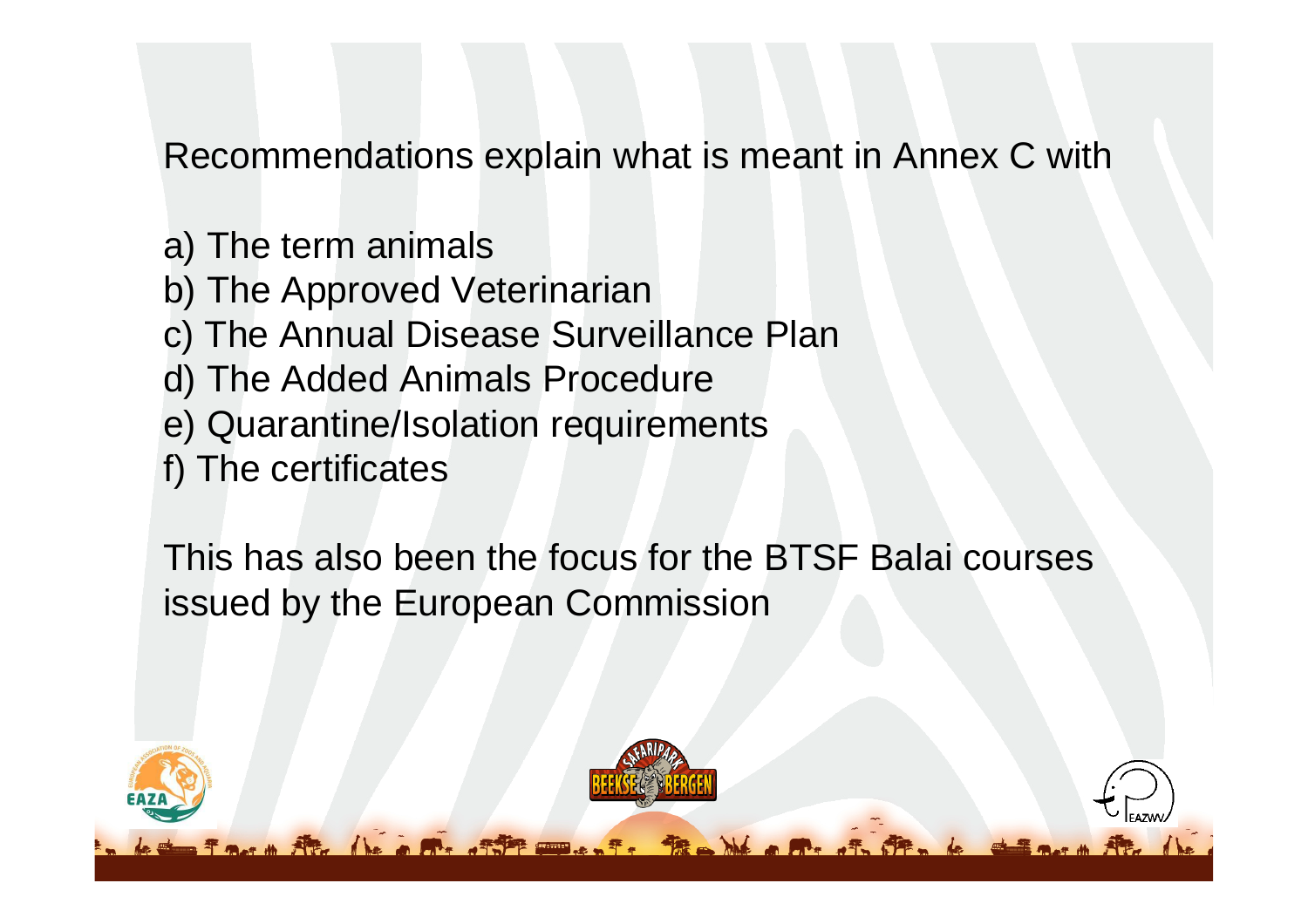Recommendations explain what is meant in Annex C with

a) The term animals
b) The Approved Veterinarian
c) The Annual Disease Surveillance Plan
d) The Added Animals Procedure
e) Quarantine/Isolation requirements
f) The certificates

This has also been the focus for the BTSF Balai courses issued by the European Commission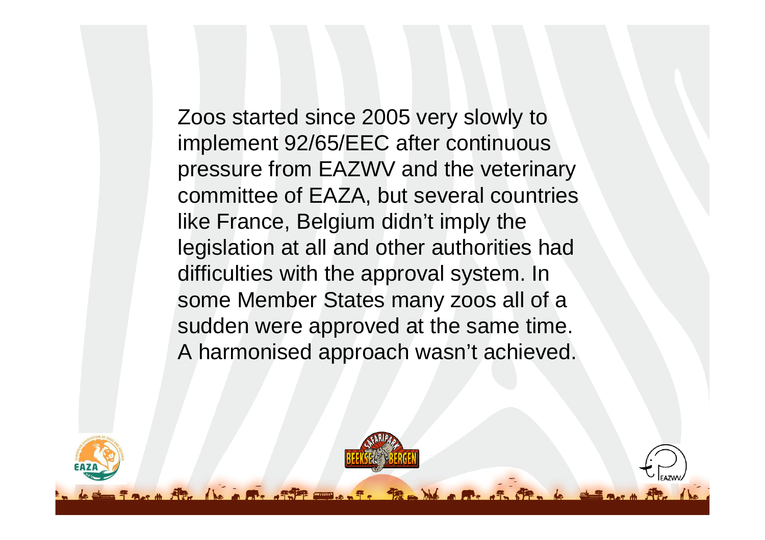Zoos started since 2005 very slowly to implement 92/65/EEC after continuous pressure from EAZWV and the veterinary committee of EAZA, but several countries like France, Belgium didn't imply the legislation at all and other authorities had difficulties with the approval system. In some Member States many zoos all of a sudden were approved at the same time. A harmonised approach wasn't achieved.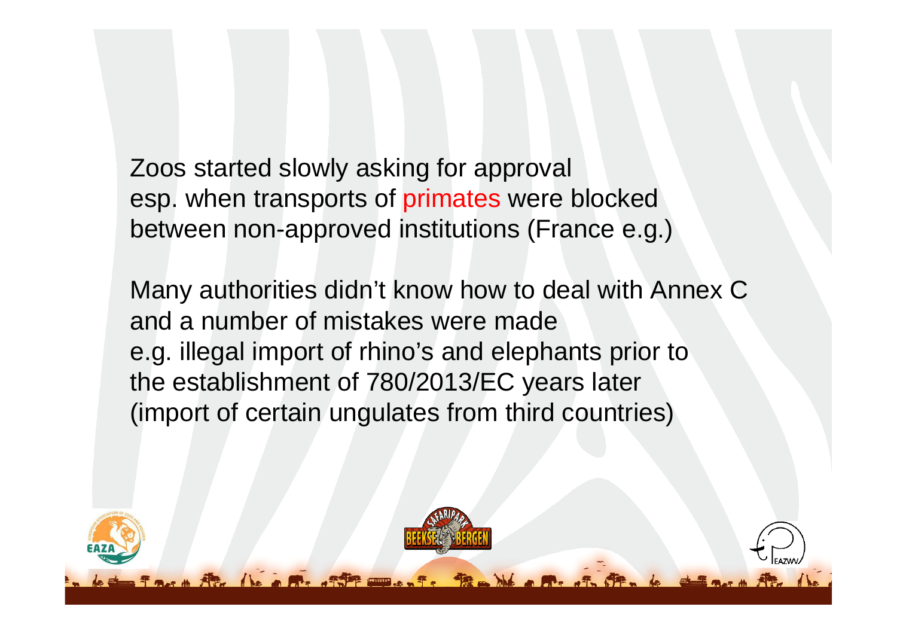Zoos started slowly asking for approval
esp. when transports of primates were blocked
between non-approved institutions (France e.g.)

Many authorities didn't know how to deal with Annex C
and a number of mistakes were made
e.g. illegal import of rhino's and elephants prior to
the establishment of 780/2013/EC years later
(import of certain ungulates from third countries)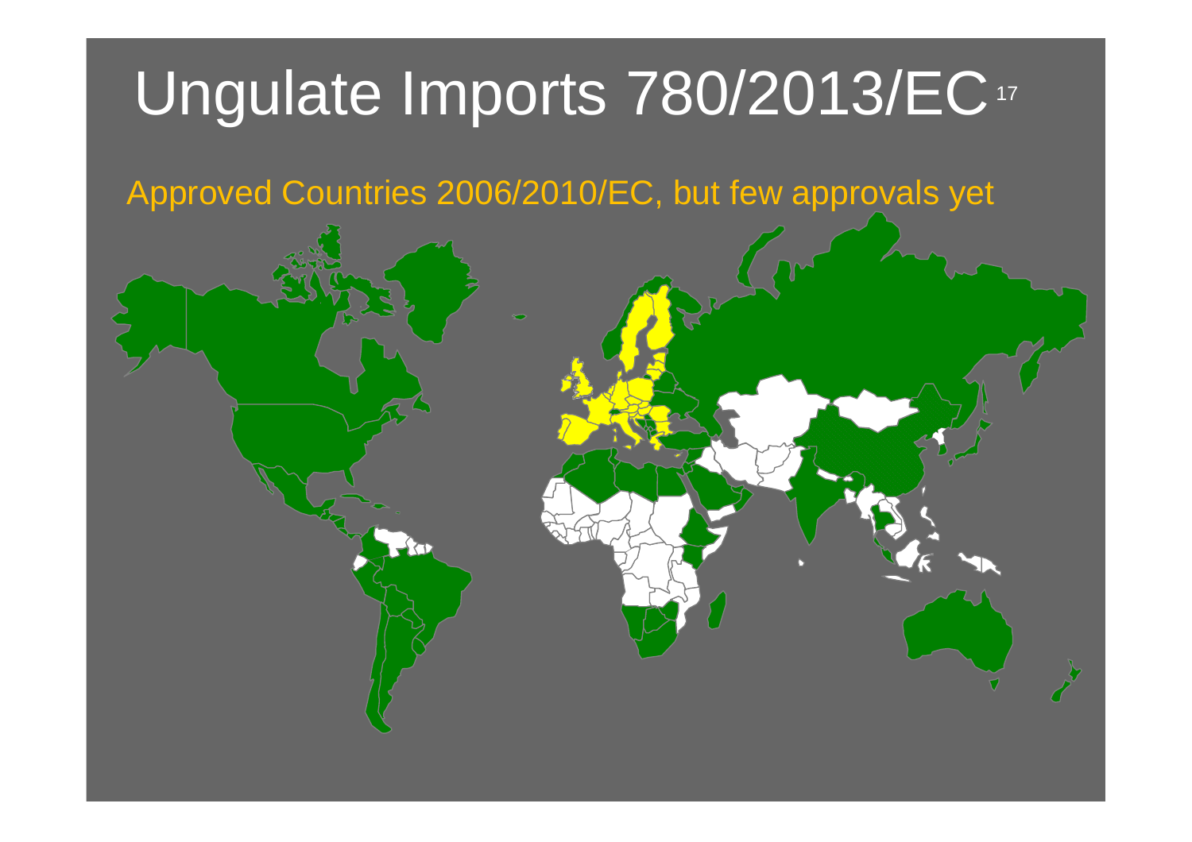# Ungulate Imports 780/2013/EC

Approved Countries 2006/2010/EC, but few approvals yet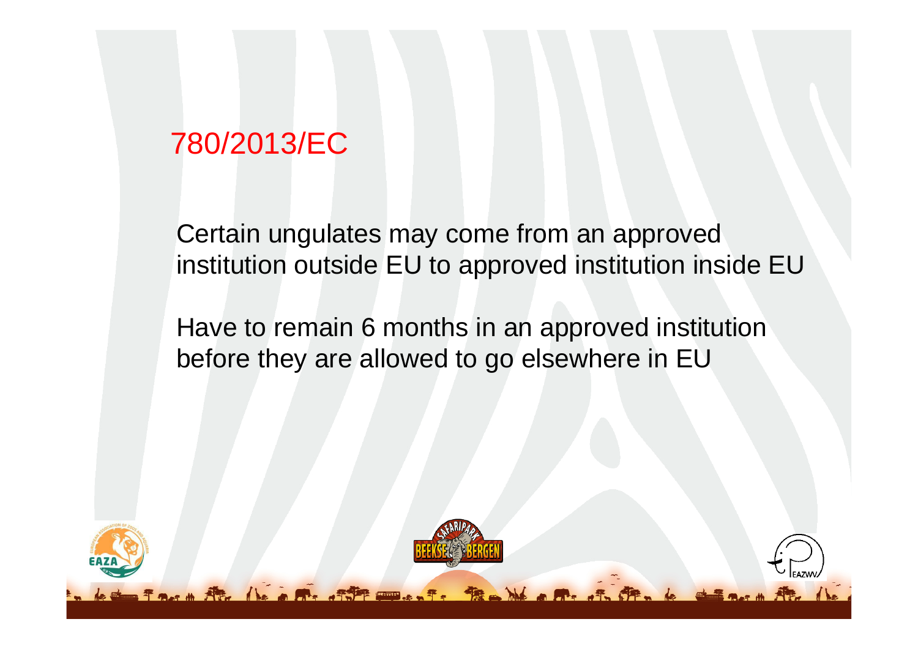# 780/2013/EC

Certain ungulates may come from an approved institution outside EU to approved institution inside EU

Have to remain 6 months in an approved institution before they are allowed to go elsewhere in EU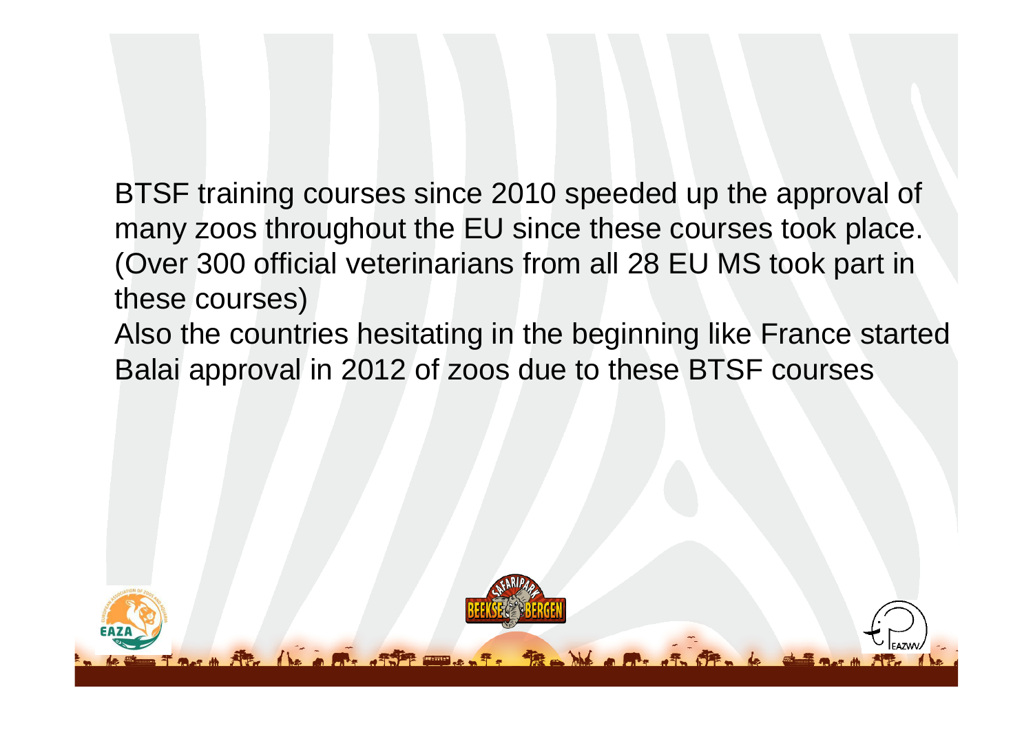BTSF training courses since 2010 speeded up the approval of many zoos throughout the EU since these courses took place. (Over 300 official veterinarians from all 28 EU MS took part in these courses)

Also the countries hesitating in the beginning like France started Balai approval in 2012 of zoos due to these BTSF courses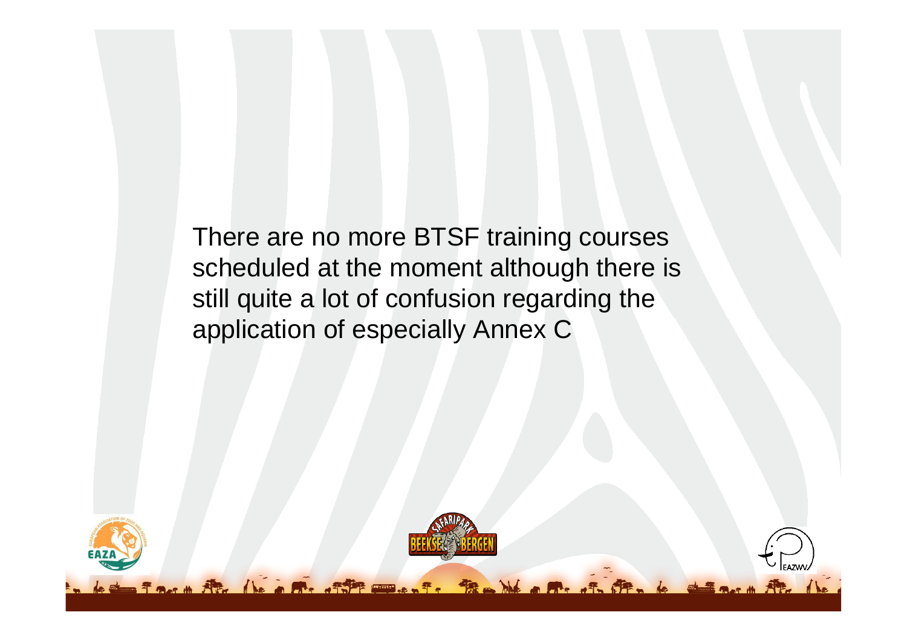There are no more BTSF training courses scheduled at the moment although there is still quite a lot of confusion regarding the application of especially Annex C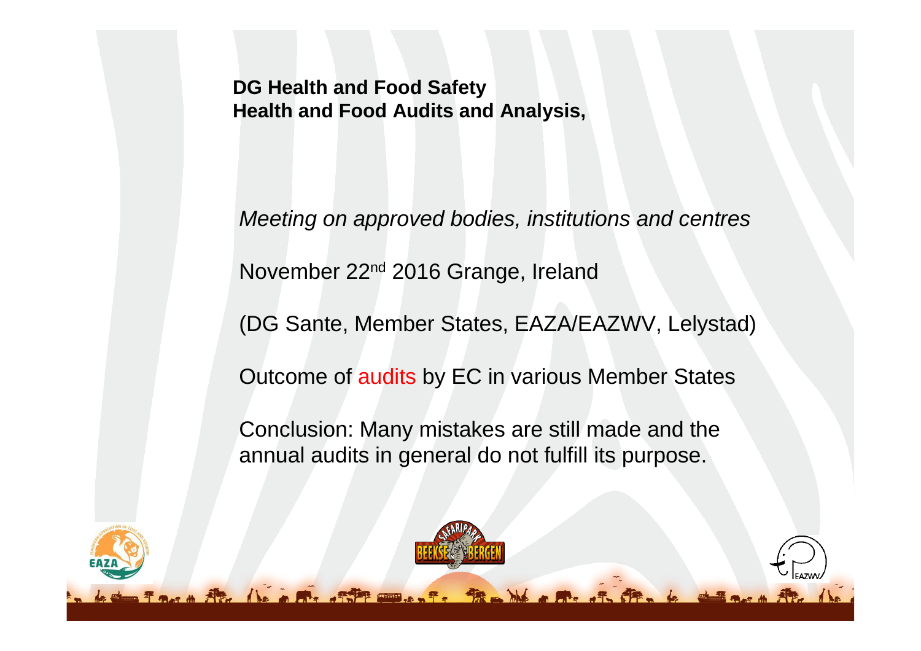**DG Health and Food Safety**
**Health and Food Audits and Analysis,**

*Meeting on approved bodies, institutions and centres*

November 22nd 2016 Grange, Ireland

(DG Sante, Member States, EAZA/EAZWV, Lelystad)

Outcome of audits by EC in various Member States

Conclusion: Many mistakes are still made and the annual audits in general do not fulfill its purpose.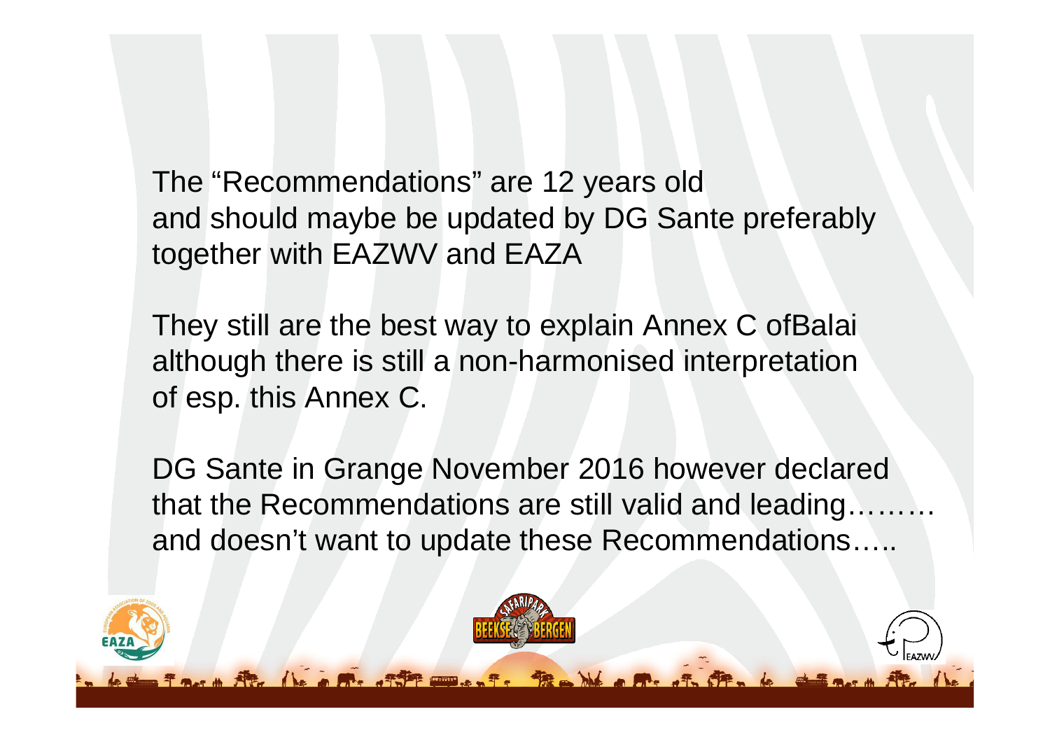The "Recommendations" are 12 years old and should maybe be updated by DG Sante preferably together with EAZWV and EAZA

They still are the best way to explain Annex C ofBalai although there is still a non-harmonised interpretation of esp. this Annex C.

DG Sante in Grange November 2016 however declared that the Recommendations are still valid and leading……… and doesn't want to update these Recommendations…..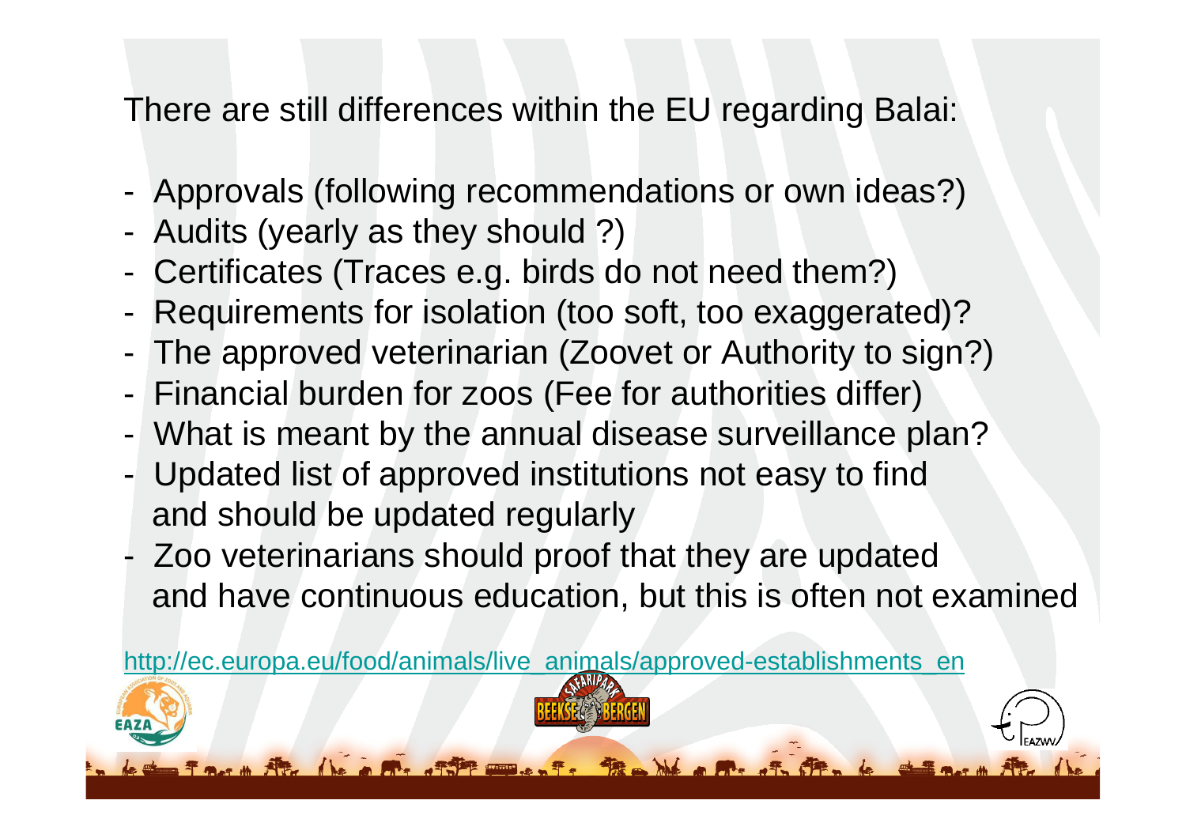There are still differences within the EU regarding Balai:

- Approvals (following recommendations or own ideas?)
- Audits (yearly as they should ?)
- Certificates (Traces e.g. birds do not need them?)
- Requirements for isolation (too soft, too exaggerated)?
- The approved veterinarian (Zoovet or Authority to sign?)
- Financial burden for zoos (Fee for authorities differ)
- What is meant by the annual disease surveillance plan?
- Updated list of approved institutions not easy to find and should be updated regularly
- Zoo veterinarians should proof that they are updated and have continuous education, but this is often not examined

http://ec.europa.eu/food/animals/live_animals/approved-establishments_en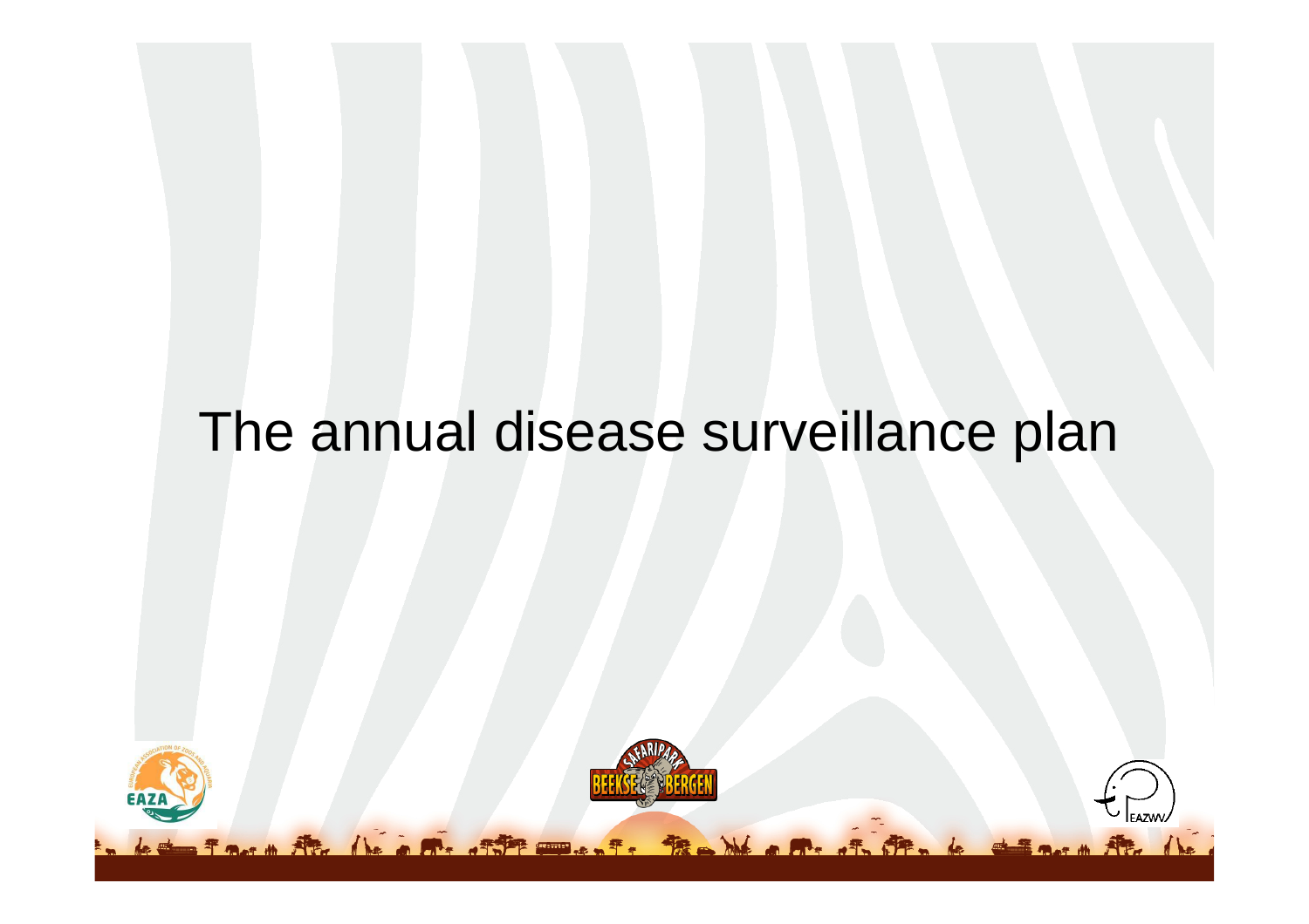# The annual disease surveillance plan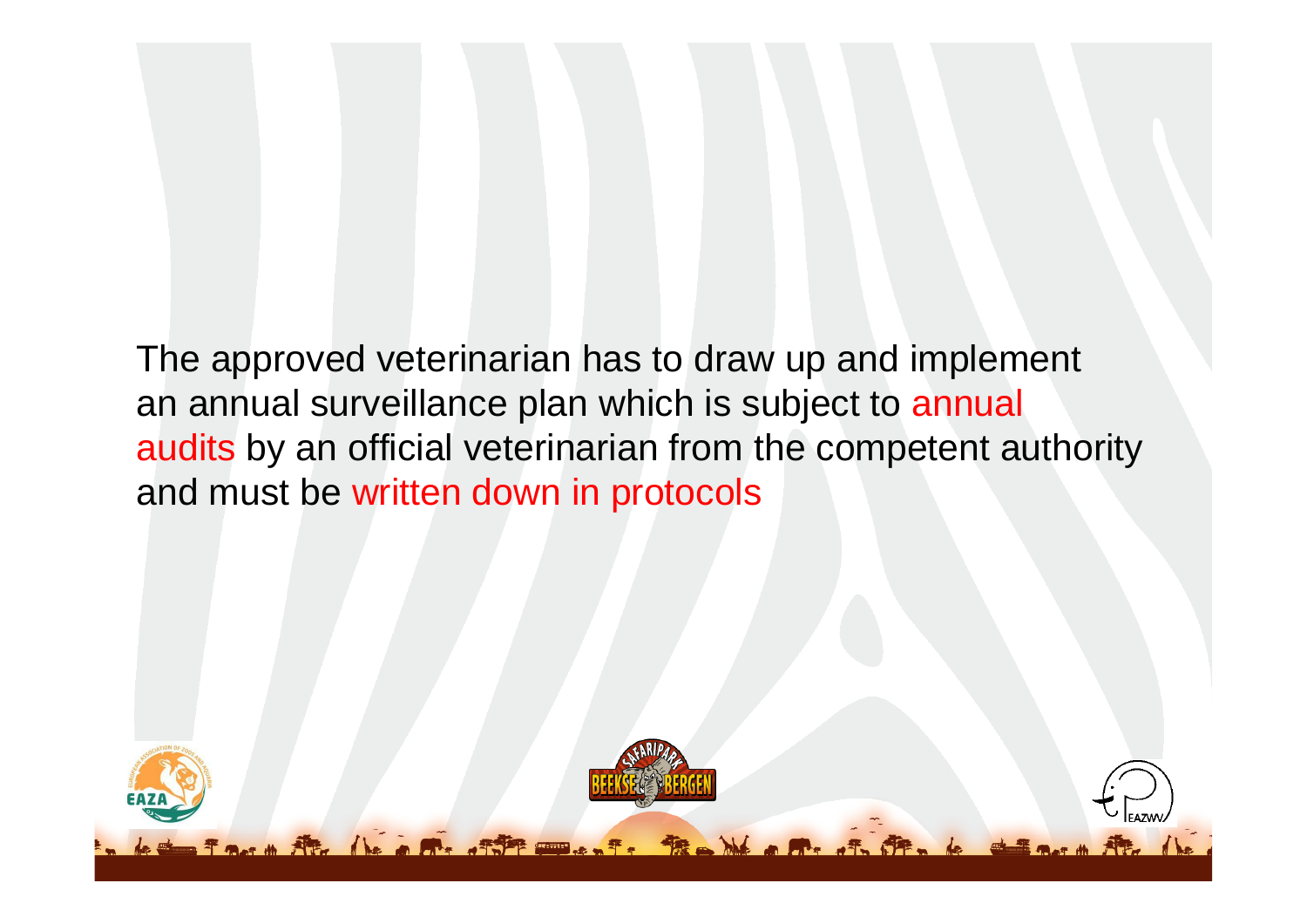The approved veterinarian has to draw up and implement an annual surveillance plan which is subject to annual audits by an official veterinarian from the competent authority and must be written down in protocols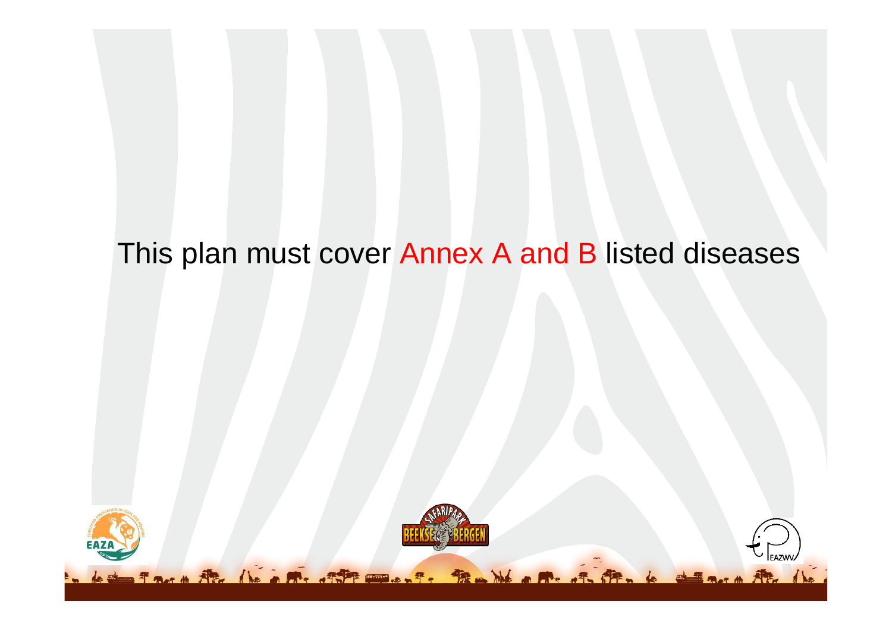This plan must cover Annex A and B listed diseases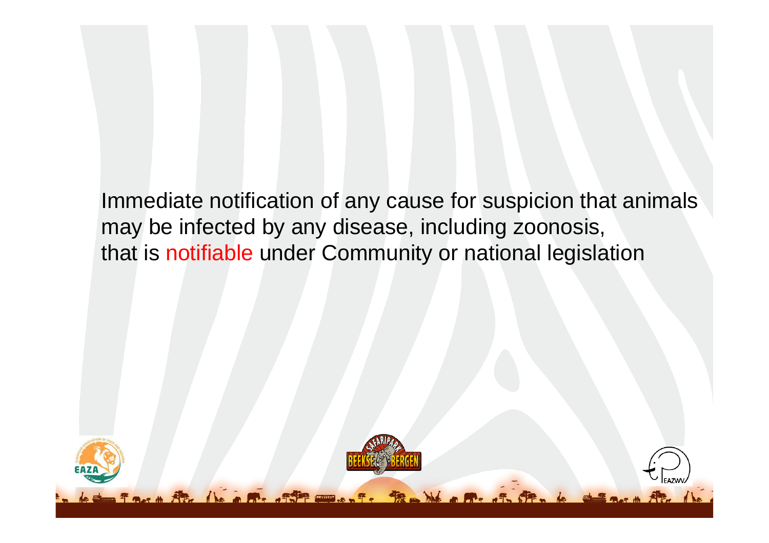Immediate notification of any cause for suspicion that animals may be infected by any disease, including zoonosis, that is notifiable under Community or national legislation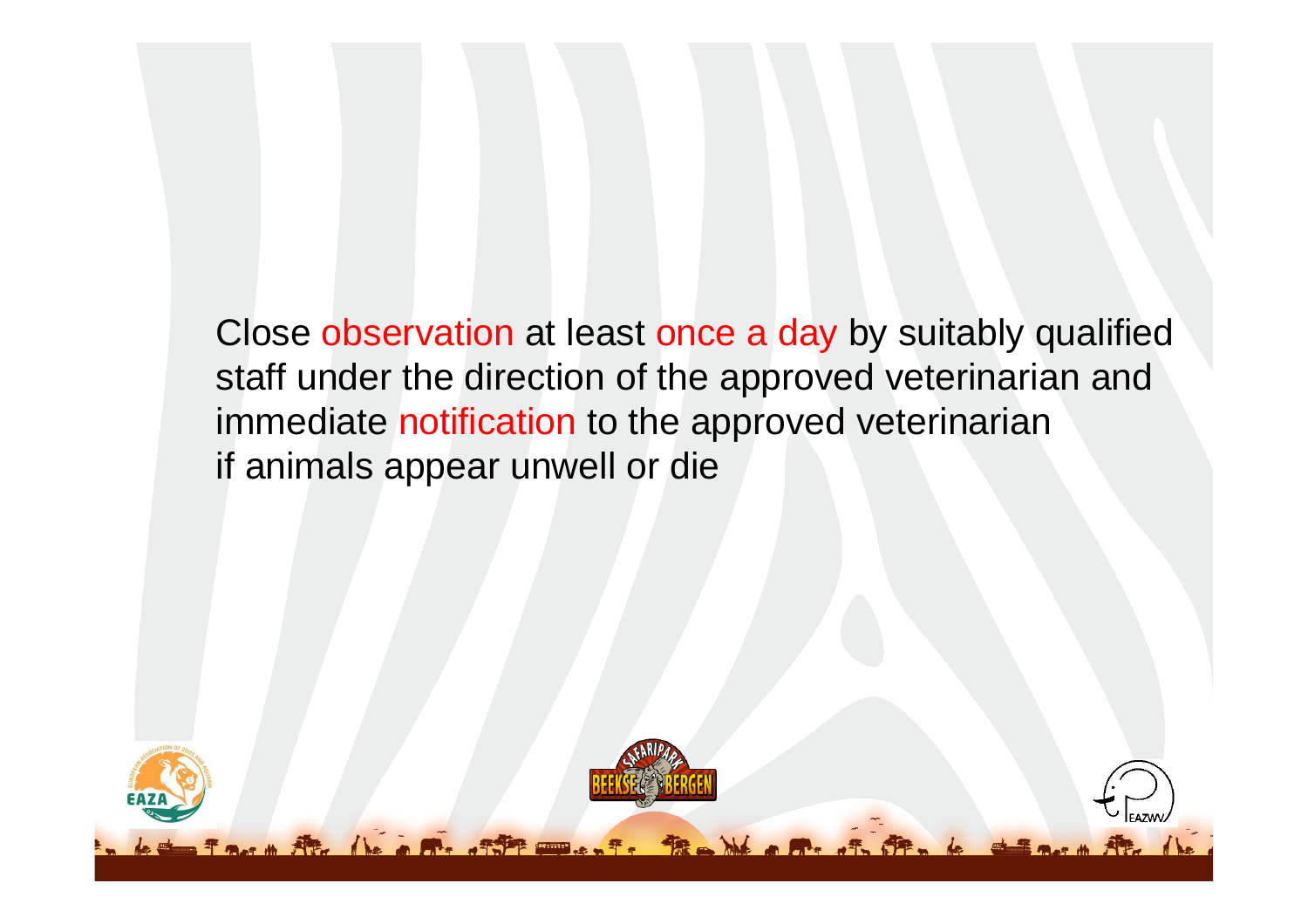Close observation at least once a day by suitably qualified staff under the direction of the approved veterinarian and immediate notification to the approved veterinarian if animals appear unwell or die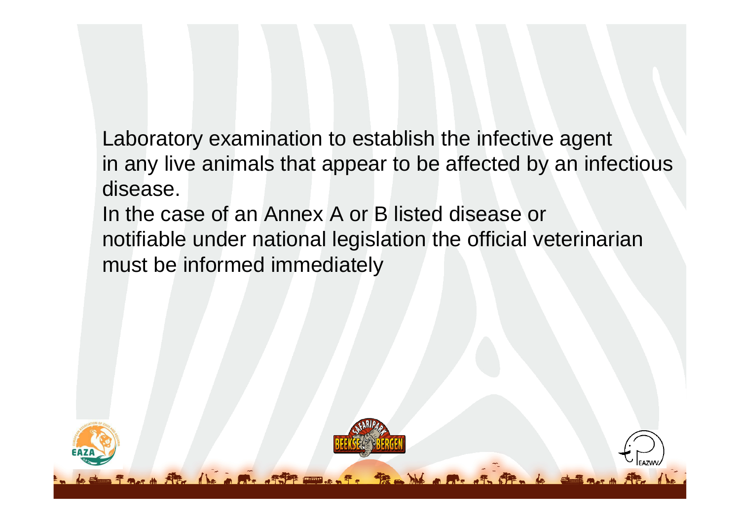Laboratory examination to establish the infective agent in any live animals that appear to be affected by an infectious disease.

In the case of an Annex A or B listed disease or notifiable under national legislation the official veterinarian must be informed immediately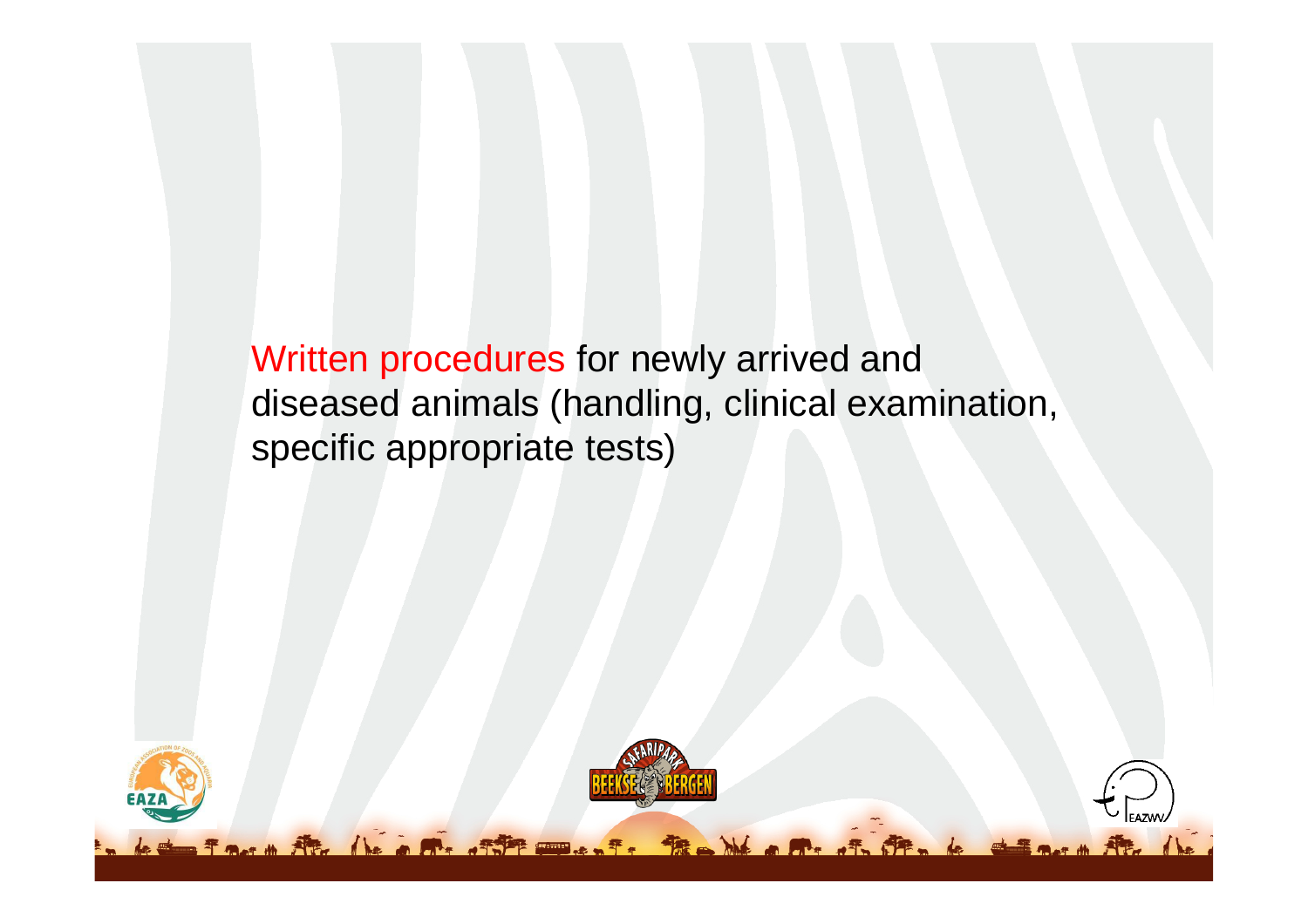Written procedures for newly arrived and diseased animals (handling, clinical examination, specific appropriate tests)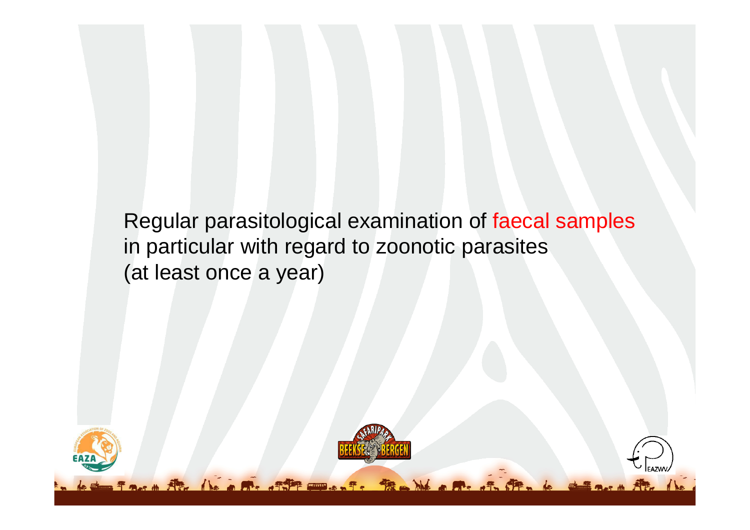Regular parasitological examination of faecal samples in particular with regard to zoonotic parasites (at least once a year)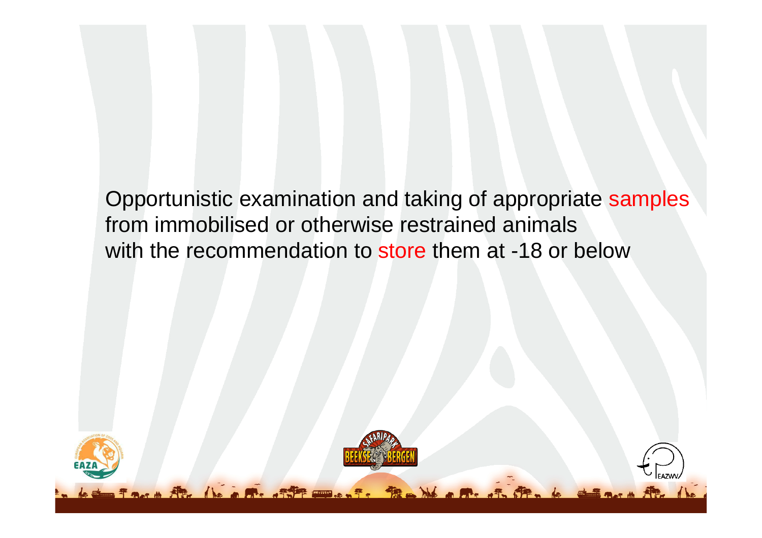Opportunistic examination and taking of appropriate samples from immobilised or otherwise restrained animals with the recommendation to store them at -18 or below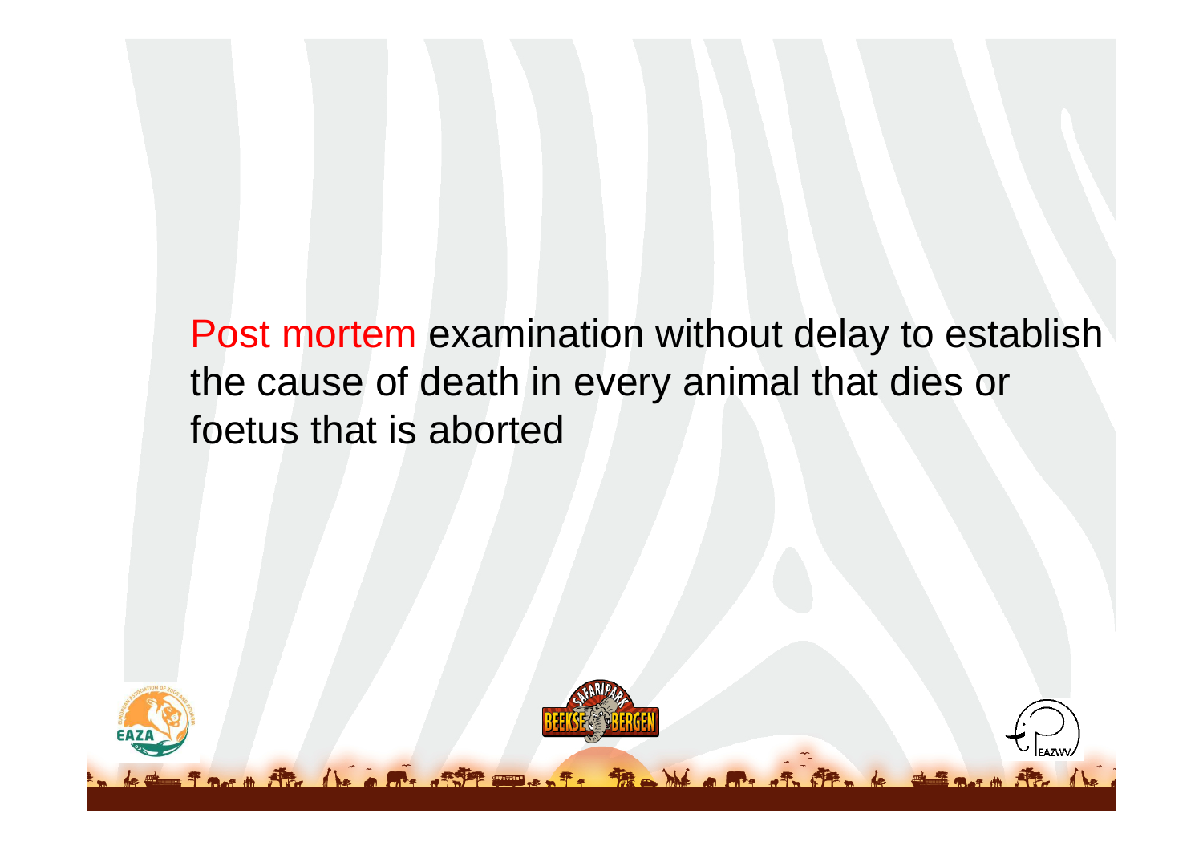Post mortem examination without delay to establish the cause of death in every animal that dies or foetus that is aborted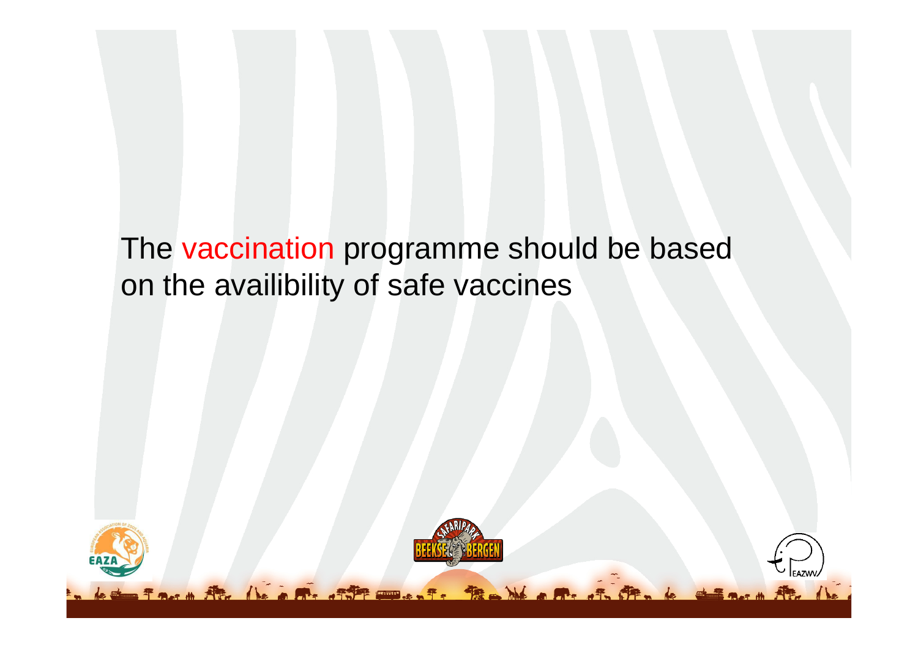The vaccination programme should be based on the availibility of safe vaccines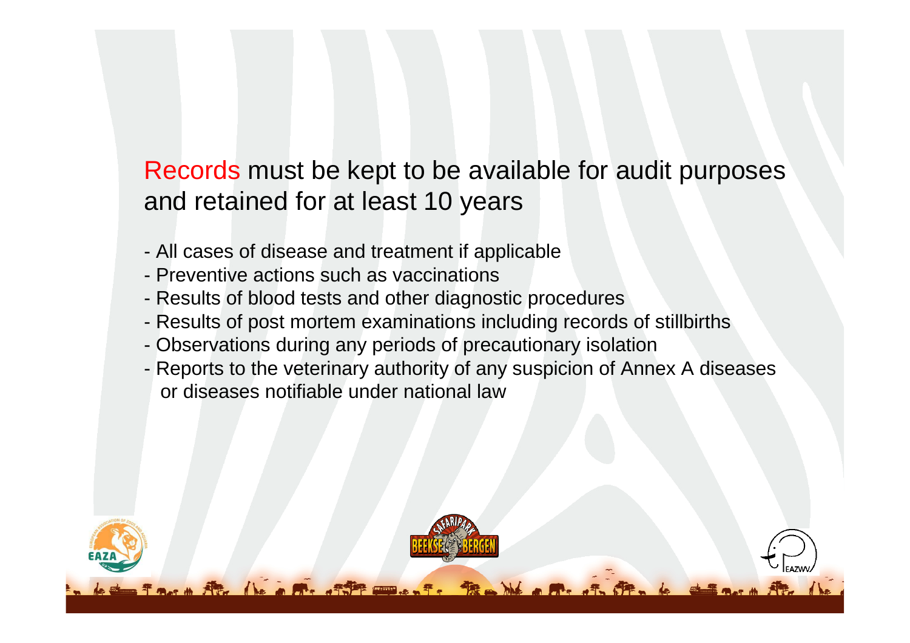Records must be kept to be available for audit purposes and retained for at least 10 years

- All cases of disease and treatment if applicable
- Preventive actions such as vaccinations
- Results of blood tests and other diagnostic procedures
- Results of post mortem examinations including records of stillbirths
- Observations during any periods of precautionary isolation
- Reports to the veterinary authority of any suspicion of Annex A diseases or diseases notifiable under national law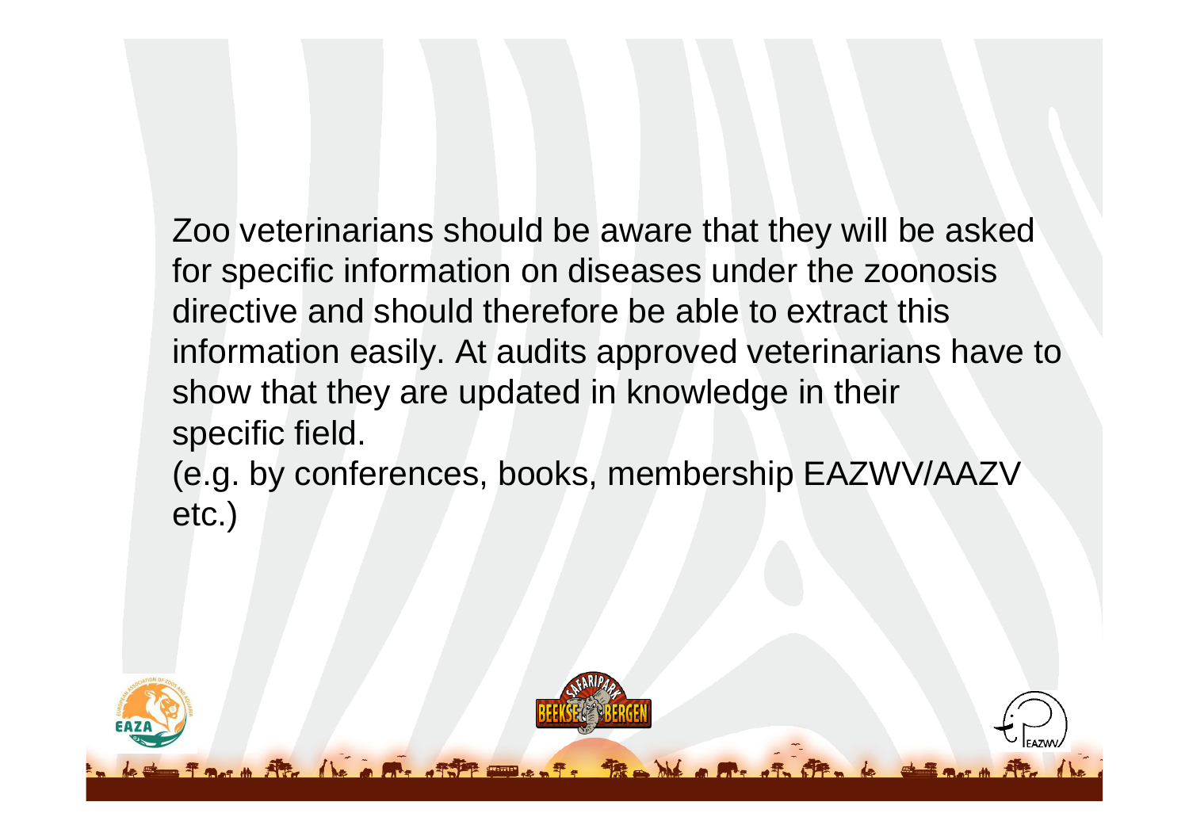Zoo veterinarians should be aware that they will be asked for specific information on diseases under the zoonosis directive and should therefore be able to extract this information easily. At audits approved veterinarians have to show that they are updated in knowledge in their specific field.

(e.g. by conferences, books, membership EAZWV/AAZV etc.)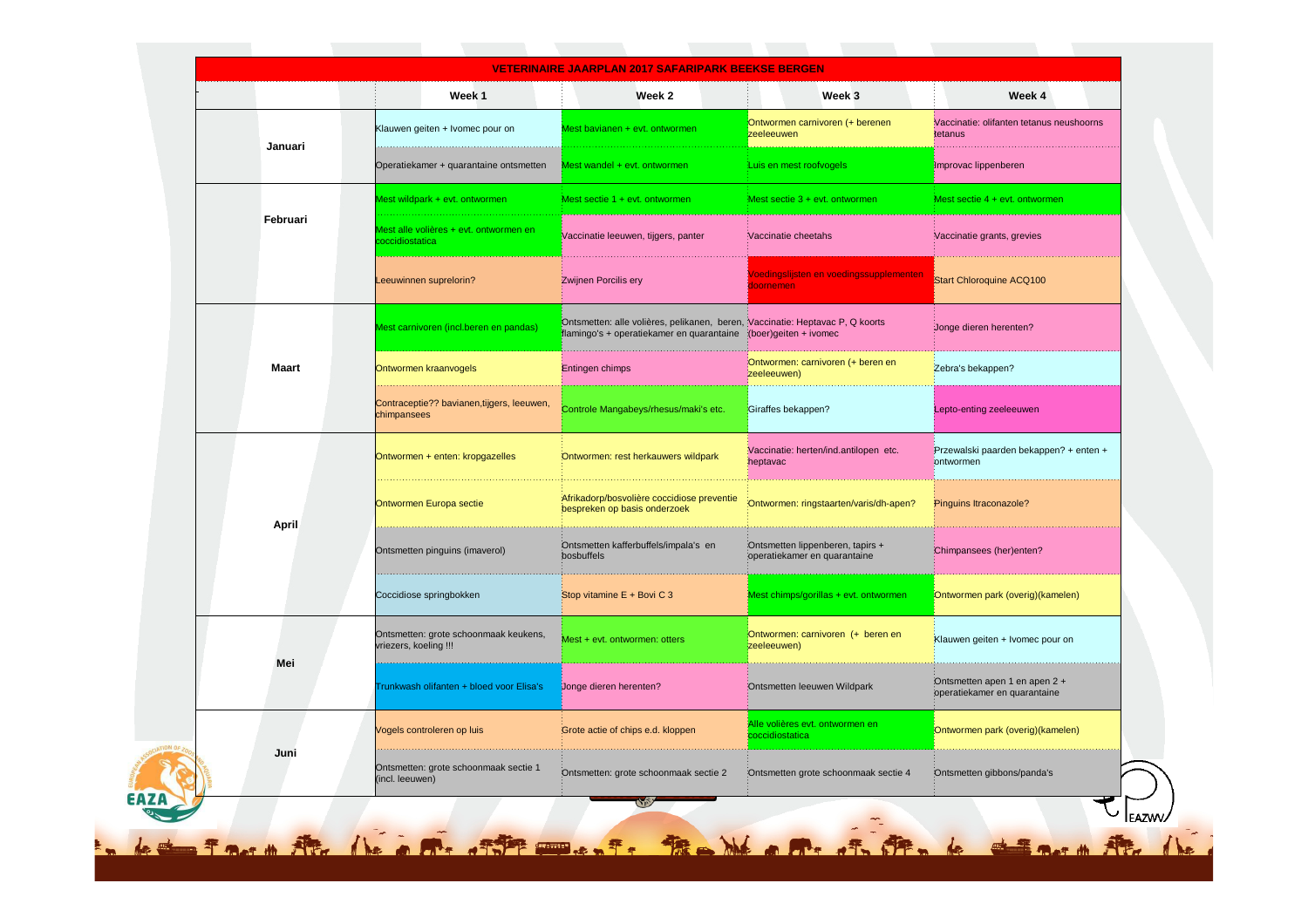# VETERINAIRE JAARPLAN 2017 SAFARIPARK BEEKSE BERGEN

| | Week 1 | Week 2 | Week 3 | Week 4 |
|---|---|---|---|---|
| Januari | Klauwen geiten + Ivomec pour on | Mest bavianen + evt. ontwormen | Ontwormen carnivoren (+ berenen zeeleeuwen | Vaccinatie: olifanten tetanus neushoorns tetanus |
| | Operatiekamer + quarantaine ontsmetten | Mest wandel + evt. ontwormen | Luis en mest roofvogels | Improvac lippenberen |
| Februari | Mest wildpark + evt. ontwormen | Mest sectie 1 + evt. ontwormen | Mest sectie 3 + evt. ontwormen | Mest sectie 4 + evt. ontwormen |
| | Mest alle volières + evt. ontwormen en coccidiostatica | Vaccinatie leeuwen, tijgers, panter | Vaccinatie cheetahs | Vaccinatie grants, grevies |
| | Leeuwinnen suprelorin? | Zwijnen Porcilis ery | Voedingslijsten en voedingssupplementen doornemen | Start Chloroquine ACQ100 |
| Maart | Mest carnivoren (incl.beren en pandas) | Ontsmetten: alle volières, pelikanen, beren, flamingo's + operatiekamer en quarantaine | Vaccinatie: Heptavac P, Q koorts (boer)geiten + ivomec | Jonge dieren herenten? |
| | Ontwormen kraanvogels | Entingen chimps | Ontwormen: carnivoren (+ beren en zeeleeuwen) | Zebra's bekappen? |
| | Contraceptie?? bavianen,tijgers, leeuwen, chimpansees | Controle Mangabeys/rhesus/maki's etc. | Giraffes bekappen? | Lepto-enting zeeleeuwen |
| April | Ontwormen + enten: kropgazelles | Ontwormen: rest herkauwers wildpark | Vaccinatie: herten/ind.antilopen etc. heptavac | Przewalski paarden bekappen? + enten + ontwormen |
| | Ontwormen Europa sectie | Afrikadorp/bosvolière coccidiose preventie bespreken op basis onderzoek | Ontwormen: ringstaarten/varis/dh-apen? | Pinguins Itraconazole? |
| | Ontsmetten pinguins (imaverol) | Ontsmetten kafferbuffels/impala's en bosbuffels | Ontsmetten lippenberen, tapirs + operatiekamer en quarantaine | Chimpansees (her)enten? |
| | Coccidiose springbokken | Stop vitamine E + Bovi C 3 | Mest chimps/gorillas + evt. ontwormen | Ontwormen park (overig)(kamelen) |
| Mei | Ontsmetten: grote schoonmaak keukens, vriezers, koeling !!! | Mest + evt. ontwormen: otters | Ontwormen: carnivoren (+ beren en zeeleeuwen) | Klauwen geiten + Ivomec pour on |
| | Trunkwash olifanten + bloed voor Elisa's | Jonge dieren herenten? | Ontsmetten leeuwen Wildpark | Ontsmetten apen 1 en apen 2 + operatiekamer en quarantaine |
| Juni | Vogels controleren op luis | Grote actie of chips e.d. kloppen | Alle volières evt. ontwormen en coccidiostatica | Ontwormen park (overig)(kamelen) |
| | Ontsmetten: grote schoonmaak sectie 1 (incl. leeuwen) | Ontsmetten: grote schoonmaak sectie 2 | Ontsmetten grote schoonmaak sectie 4 | Ontsmetten gibbons/panda's |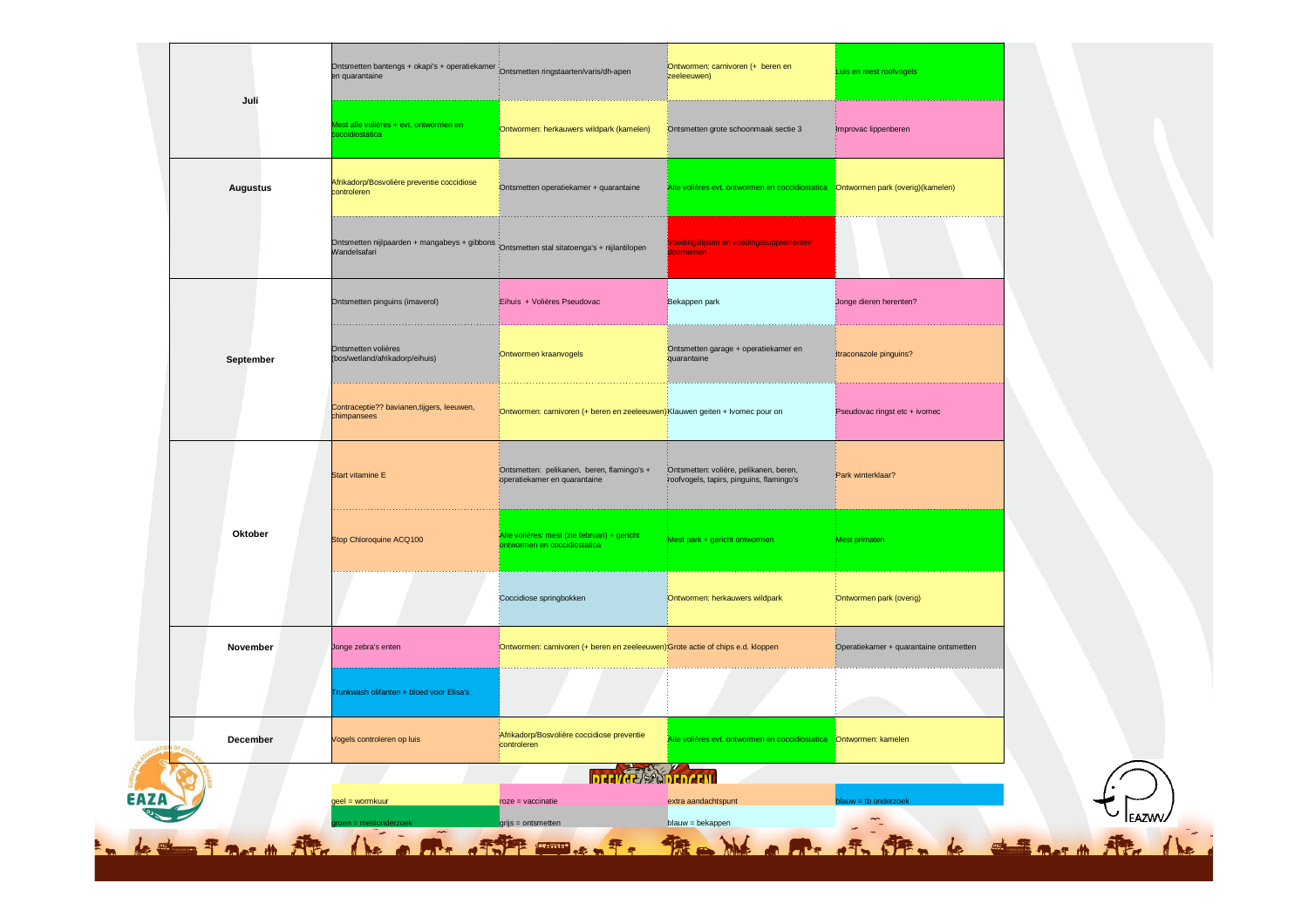| | | | | |
|---|---|---|---|---|
| Juli | Ontsmetten bantengs + okapi's + operatiekamer en quarantaine | Ontsmetten ringstaarten/varis/dh-apen | Ontwormen: carnivoren (+ beren en zeeleeuwen) | Luis en mest roofvogels |
| | Mest alle volières + evt. ontwormen en coccidiostatica | Ontwormen: herkauwers wildpark (kamelen) | Ontsmetten grote schoonmaak sectie 3 | Improvac lippenberen |
| Augustus | Afrikadorp/Bosvolière preventie coccidiose controleren | Ontsmetten operatiekamer + quarantaine | Alle volières evt. ontwormen en coccidiostatica | Ontwormen park (overig)(kamelen) |
| | Ontsmetten nijlpaarden + mangabeys + gibbons Wandelsafari | Ontsmetten stal sitatoenga's + nijlantilopen | Voedingslijsten en voedingssupplementen doornemen | |
| September | Ontsmetten pinguins (imaverol) | Eihuis + Volières Pseudovac | Bekappen park | Jonge dieren herenten? |
| | Ontsmetten volières (bos/wetland/afrikadorp/eihuis) | Ontwormen kraanvogels | Ontsmetten garage + operatiekamer en quarantaine | Itraconazole pinguins? |
| | Contraceptie?? bavianen,tijgers, leeuwen, chimpansees | Ontwormen: carnivoren (+ beren en zeeleeuwen) | Klauwen geiten + Ivomec pour on | Pseudovac ringst etc + ivomec |
| Oktober | Start vitamine E | Ontsmetten: pelikanen, beren, flamingo's + operatiekamer en quarantaine | Ontsmetten: volière, pelikanen, beren, roofvogels, tapirs, pinguins, flamingo's | Park winterklaar? |
| | Stop Chloroquine ACQ100 | Alle volières: mest (zie februari) + gericht ontwormen en coccidiostatica | Mest park + gericht ontwormen | Mest primaten |
| | | Coccidiose springbokken | Ontwormen: herkauwers wildpark | Ontwormen park (overig) |
| November | Jonge zebra's enten | Ontwormen: carnivoren (+ beren en zeeleeuwen) | Grote actie of chips e.d. kloppen | Operatiekamer + quarantaine ontsmetten |
| | Trunkwash olifanten + bloed voor Elisa's | | | |
| December | Vogels controleren op luis | Afrikadorp/Bosvolière coccidiose preventie controleren | Alle volières evt. ontwormen en coccidiostatica | Ontwormen: kamelen |

| | | | |
|---|---|---|---|
| geel = wormkuur | roze = vaccinatie | extra aandachtspunt | blauw = tb onderzoek |
| groen = mestonderzoek | grijs = ontsmetten | blauw = bekappen | |